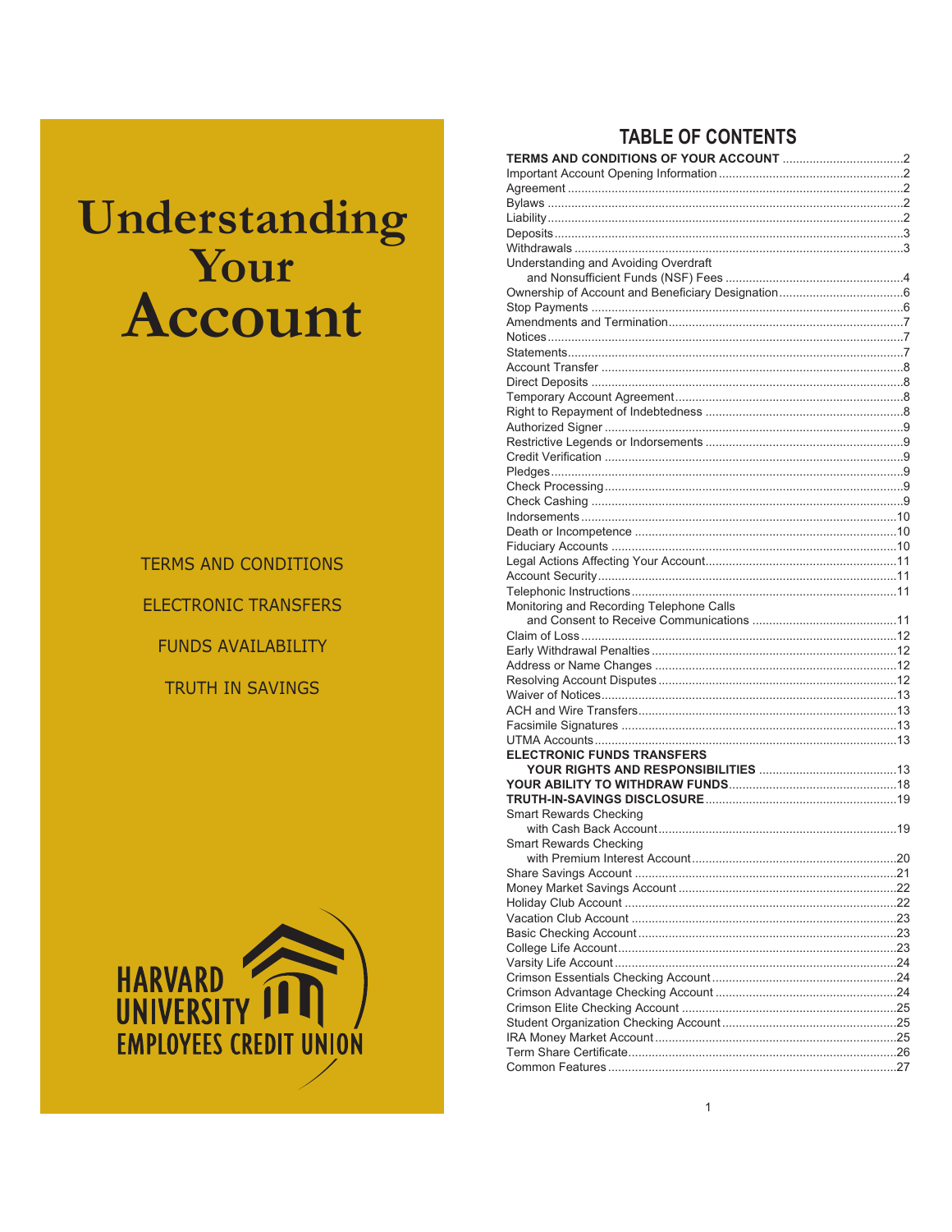# Understanding Your Account

TERMS AND CONDITIONS

ELECTRONIC TRANSFERS

FUNDS AVAILABILITY

TRUTH IN SAVINGS

HARVARD UNIVERSITY EMPLOYEES CREDIT UNION

## TABLE OF CONTENTS

**TERMS AND CONDITIONS OF YOUR ACCOUNT** .....2
Important Account Opening Information .....2
Agreement .....2
Bylaws .....2
Liability .....2
Deposits .....3
Withdrawals .....3
Understanding and Avoiding Overdraft and Nonsufficient Funds (NSF) Fees .....4
Ownership of Account and Beneficiary Designation .....6
Stop Payments .....6
Amendments and Termination .....7
Notices .....7
Statements .....7
Account Transfer .....8
Direct Deposits .....8
Temporary Account Agreement .....8
Right to Repayment of Indebtedness .....8
Authorized Signer .....9
Restrictive Legends or Indorsements .....9
Credit Verification .....9
Pledges .....9
Check Processing .....9
Check Cashing .....9
Indorsements .....10
Death or Incompetence .....10
Fiduciary Accounts .....10
Legal Actions Affecting Your Account .....11
Account Security .....11
Telephonic Instructions .....11
Monitoring and Recording Telephone Calls and Consent to Receive Communications .....11
Claim of Loss .....12
Early Withdrawal Penalties .....12
Address or Name Changes .....12
Resolving Account Disputes .....12
Waiver of Notices .....13
ACH and Wire Transfers .....13
Facsimile Signatures .....13
UTMA Accounts .....13
**ELECTRONIC FUNDS TRANSFERS YOUR RIGHTS AND RESPONSIBILITIES** .....13
**YOUR ABILITY TO WITHDRAW FUNDS** .....18
**TRUTH-IN-SAVINGS DISCLOSURE** .....19
Smart Rewards Checking with Cash Back Account .....19
Smart Rewards Checking with Premium Interest Account .....20
Share Savings Account .....21
Money Market Savings Account .....22
Holiday Club Account .....22
Vacation Club Account .....23
Basic Checking Account .....23
College Life Account .....23
Varsity Life Account .....24
Crimson Essentials Checking Account .....24
Crimson Advantage Checking Account .....24
Crimson Elite Checking Account .....25
Student Organization Checking Account .....25
IRA Money Market Account .....25
Term Share Certificate .....26
Common Features .....27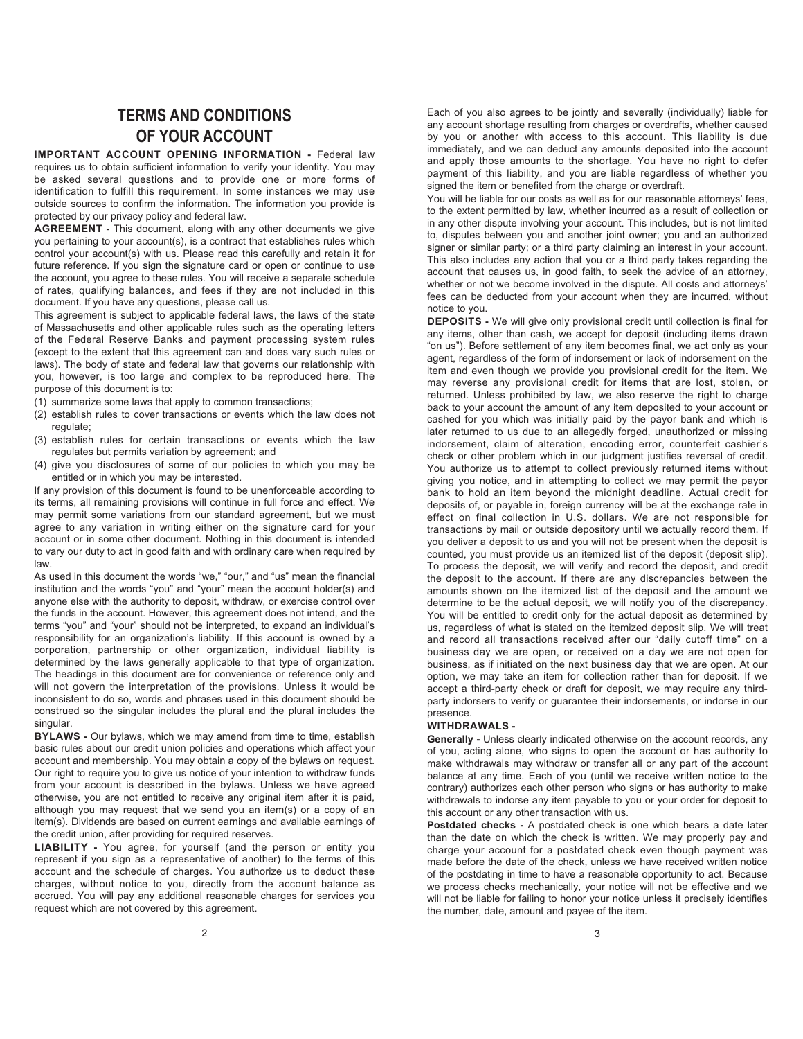# TERMS AND CONDITIONS OF YOUR ACCOUNT

**IMPORTANT ACCOUNT OPENING INFORMATION -** Federal law requires us to obtain sufficient information to verify your identity. You may be asked several questions and to provide one or more forms of identification to fulfill this requirement. In some instances we may use outside sources to confirm the information. The information you provide is protected by our privacy policy and federal law.

**AGREEMENT -** This document, along with any other documents we give you pertaining to your account(s), is a contract that establishes rules which control your account(s) with us. Please read this carefully and retain it for future reference. If you sign the signature card or open or continue to use the account, you agree to these rules. You will receive a separate schedule of rates, qualifying balances, and fees if they are not included in this document. If you have any questions, please call us.

This agreement is subject to applicable federal laws, the laws of the state of Massachusetts and other applicable rules such as the operating letters of the Federal Reserve Banks and payment processing system rules (except to the extent that this agreement can and does vary such rules or laws). The body of state and federal law that governs our relationship with you, however, is too large and complex to be reproduced here. The purpose of this document is to:

(1) summarize some laws that apply to common transactions;
(2) establish rules to cover transactions or events which the law does not regulate;
(3) establish rules for certain transactions or events which the law regulates but permits variation by agreement; and
(4) give you disclosures of some of our policies to which you may be entitled or in which you may be interested.

If any provision of this document is found to be unenforceable according to its terms, all remaining provisions will continue in full force and effect. We may permit some variations from our standard agreement, but we must agree to any variation in writing either on the signature card for your account or in some other document. Nothing in this document is intended to vary our duty to act in good faith and with ordinary care when required by law.

As used in this document the words "we," "our," and "us" mean the financial institution and the words "you" and "your" mean the account holder(s) and anyone else with the authority to deposit, withdraw, or exercise control over the funds in the account. However, this agreement does not intend, and the terms "you" and "your" should not be interpreted, to expand an individual's responsibility for an organization's liability. If this account is owned by a corporation, partnership or other organization, individual liability is determined by the laws generally applicable to that type of organization. The headings in this document are for convenience or reference only and will not govern the interpretation of the provisions. Unless it would be inconsistent to do so, words and phrases used in this document should be construed so the singular includes the plural and the plural includes the singular.

**BYLAWS -** Our bylaws, which we may amend from time to time, establish basic rules about our credit union policies and operations which affect your account and membership. You may obtain a copy of the bylaws on request. Our right to require you to give us notice of your intention to withdraw funds from your account is described in the bylaws. Unless we have agreed otherwise, you are not entitled to receive any original item after it is paid, although you may request that we send you an item(s) or a copy of an item(s). Dividends are based on current earnings and available earnings of the credit union, after providing for required reserves.

**LIABILITY -** You agree, for yourself (and the person or entity you represent if you sign as a representative of another) to the terms of this account and the schedule of charges. You authorize us to deduct these charges, without notice to you, directly from the account balance as accrued. You will pay any additional reasonable charges for services you request which are not covered by this agreement.

Each of you also agrees to be jointly and severally (individually) liable for any account shortage resulting from charges or overdrafts, whether caused by you or another with access to this account. This liability is due immediately, and we can deduct any amounts deposited into the account and apply those amounts to the shortage. You have no right to defer payment of this liability, and you are liable regardless of whether you signed the item or benefited from the charge or overdraft.

You will be liable for our costs as well as for our reasonable attorneys' fees, to the extent permitted by law, whether incurred as a result of collection or in any other dispute involving your account. This includes, but is not limited to, disputes between you and another joint owner; you and an authorized signer or similar party; or a third party claiming an interest in your account. This also includes any action that you or a third party takes regarding the account that causes us, in good faith, to seek the advice of an attorney, whether or not we become involved in the dispute. All costs and attorneys' fees can be deducted from your account when they are incurred, without notice to you.

**DEPOSITS -** We will give only provisional credit until collection is final for any items, other than cash, we accept for deposit (including items drawn "on us"). Before settlement of any item becomes final, we act only as your agent, regardless of the form of indorsement or lack of indorsement on the item and even though we provide you provisional credit for the item. We may reverse any provisional credit for items that are lost, stolen, or returned. Unless prohibited by law, we also reserve the right to charge back to your account the amount of any item deposited to your account or cashed for you which was initially paid by the payor bank and which is later returned to us due to an allegedly forged, unauthorized or missing indorsement, claim of alteration, encoding error, counterfeit cashier's check or other problem which in our judgment justifies reversal of credit. You authorize us to attempt to collect previously returned items without giving you notice, and in attempting to collect we may permit the payor bank to hold an item beyond the midnight deadline. Actual credit for deposits of, or payable in, foreign currency will be at the exchange rate in effect on final collection in U.S. dollars. We are not responsible for transactions by mail or outside depository until we actually record them. If you deliver a deposit to us and you will not be present when the deposit is counted, you must provide us an itemized list of the deposit (deposit slip). To process the deposit, we will verify and record the deposit, and credit the deposit to the account. If there are any discrepancies between the amounts shown on the itemized list of the deposit and the amount we determine to be the actual deposit, we will notify you of the discrepancy. You will be entitled to credit only for the actual deposit as determined by us, regardless of what is stated on the itemized deposit slip. We will treat and record all transactions received after our "daily cutoff time" on a business day we are open, or received on a day we are not open for business, as if initiated on the next business day that we are open. At our option, we may take an item for collection rather than for deposit. If we accept a third-party check or draft for deposit, we may require any third-party indorsers to verify or guarantee their indorsements, or indorse in our presence.

**WITHDRAWALS -**

**Generally -** Unless clearly indicated otherwise on the account records, any of you, acting alone, who signs to open the account or has authority to make withdrawals may withdraw or transfer all or any part of the account balance at any time. Each of you (until we receive written notice to the contrary) authorizes each other person who signs or has authority to make withdrawals to indorse any item payable to you or your order for deposit to this account or any other transaction with us.

**Postdated checks -** A postdated check is one which bears a date later than the date on which the check is written. We may properly pay and charge your account for a postdated check even though payment was made before the date of the check, unless we have received written notice of the postdating in time to have a reasonable opportunity to act. Because we process checks mechanically, your notice will not be effective and we will not be liable for failing to honor your notice unless it precisely identifies the number, date, amount and payee of the item.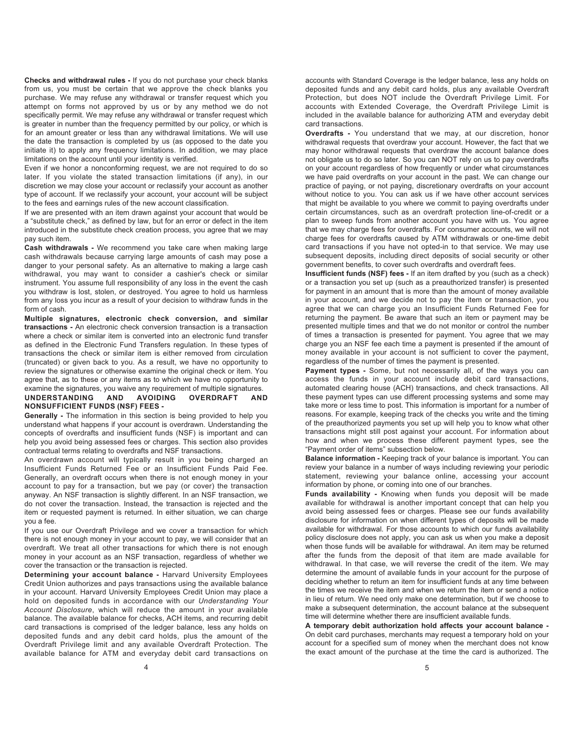**Checks and withdrawal rules -** If you do not purchase your check blanks from us, you must be certain that we approve the check blanks you purchase. We may refuse any withdrawal or transfer request which you attempt on forms not approved by us or by any method we do not specifically permit. We may refuse any withdrawal or transfer request which is greater in number than the frequency permitted by our policy, or which is for an amount greater or less than any withdrawal limitations. We will use the date the transaction is completed by us (as opposed to the date you initiate it) to apply any frequency limitations. In addition, we may place limitations on the account until your identity is verified.

Even if we honor a nonconforming request, we are not required to do so later. If you violate the stated transaction limitations (if any), in our discretion we may close your account or reclassify your account as another type of account. If we reclassify your account, your account will be subject to the fees and earnings rules of the new account classification.

If we are presented with an item drawn against your account that would be a "substitute check," as defined by law, but for an error or defect in the item introduced in the substitute check creation process, you agree that we may pay such item.

**Cash withdrawals -** We recommend you take care when making large cash withdrawals because carrying large amounts of cash may pose a danger to your personal safety. As an alternative to making a large cash withdrawal, you may want to consider a cashier's check or similar instrument. You assume full responsibility of any loss in the event the cash you withdraw is lost, stolen, or destroyed. You agree to hold us harmless from any loss you incur as a result of your decision to withdraw funds in the form of cash.

**Multiple signatures, electronic check conversion, and similar transactions -** An electronic check conversion transaction is a transaction where a check or similar item is converted into an electronic fund transfer as defined in the Electronic Fund Transfers regulation. In these types of transactions the check or similar item is either removed from circulation (truncated) or given back to you. As a result, we have no opportunity to review the signatures or otherwise examine the original check or item. You agree that, as to these or any items as to which we have no opportunity to examine the signatures, you waive any requirement of multiple signatures.

## UNDERSTANDING AND AVOIDING OVERDRAFT AND NONSUFFICIENT FUNDS (NSF) FEES -

**Generally -** The information in this section is being provided to help you understand what happens if your account is overdrawn. Understanding the concepts of overdrafts and insufficient funds (NSF) is important and can help you avoid being assessed fees or charges. This section also provides contractual terms relating to overdrafts and NSF transactions.

An overdrawn account will typically result in you being charged an Insufficient Funds Returned Fee or an Insufficient Funds Paid Fee. Generally, an overdraft occurs when there is not enough money in your account to pay for a transaction, but we pay (or cover) the transaction anyway. An NSF transaction is slightly different. In an NSF transaction, we do not cover the transaction. Instead, the transaction is rejected and the item or requested payment is returned. In either situation, we can charge you a fee.

If you use our Overdraft Privilege and we cover a transaction for which there is not enough money in your account to pay, we will consider that an overdraft. We treat all other transactions for which there is not enough money in your account as an NSF transaction, regardless of whether we cover the transaction or the transaction is rejected.

**Determining your account balance -** Harvard University Employees Credit Union authorizes and pays transactions using the available balance in your account. Harvard University Employees Credit Union may place a hold on deposited funds in accordance with our *Understanding Your Account Disclosure*, which will reduce the amount in your available balance. The available balance for checks, ACH items, and recurring debit card transactions is comprised of the ledger balance, less any holds on deposited funds and any debit card holds, plus the amount of the Overdraft Privilege limit and any available Overdraft Protection. The available balance for ATM and everyday debit card transactions on accounts with Standard Coverage is the ledger balance, less any holds on deposited funds and any debit card holds, plus any available Overdraft Protection, but does NOT include the Overdraft Privilege Limit. For accounts with Extended Coverage, the Overdraft Privilege Limit is included in the available balance for authorizing ATM and everyday debit card transactions.

**Overdrafts -** You understand that we may, at our discretion, honor withdrawal requests that overdraw your account. However, the fact that we may honor withdrawal requests that overdraw the account balance does not obligate us to do so later. So you can NOT rely on us to pay overdrafts on your account regardless of how frequently or under what circumstances we have paid overdrafts on your account in the past. We can change our practice of paying, or not paying, discretionary overdrafts on your account without notice to you. You can ask us if we have other account services that might be available to you where we commit to paying overdrafts under certain circumstances, such as an overdraft protection line-of-credit or a plan to sweep funds from another account you have with us. You agree that we may charge fees for overdrafts. For consumer accounts, we will not charge fees for overdrafts caused by ATM withdrawals or one-time debit card transactions if you have not opted-in to that service. We may use subsequent deposits, including direct deposits of social security or other government benefits, to cover such overdrafts and overdraft fees.

**Insufficient funds (NSF) fees -** If an item drafted by you (such as a check) or a transaction you set up (such as a preauthorized transfer) is presented for payment in an amount that is more than the amount of money available in your account, and we decide not to pay the item or transaction, you agree that we can charge you an Insufficient Funds Returned Fee for returning the payment. Be aware that such an item or payment may be presented multiple times and that we do not monitor or control the number of times a transaction is presented for payment. You agree that we may charge you an NSF fee each time a payment is presented if the amount of money available in your account is not sufficient to cover the payment, regardless of the number of times the payment is presented.

**Payment types -** Some, but not necessarily all, of the ways you can access the funds in your account include debit card transactions, automated clearing house (ACH) transactions, and check transactions. All these payment types can use different processing systems and some may take more or less time to post. This information is important for a number of reasons. For example, keeping track of the checks you write and the timing of the preauthorized payments you set up will help you to know what other transactions might still post against your account. For information about how and when we process these different payment types, see the "Payment order of items" subsection below.

**Balance information -** Keeping track of your balance is important. You can review your balance in a number of ways including reviewing your periodic statement, reviewing your balance online, accessing your account information by phone, or coming into one of our branches.

**Funds availability -** Knowing when funds you deposit will be made available for withdrawal is another important concept that can help you avoid being assessed fees or charges. Please see our funds availability disclosure for information on when different types of deposits will be made available for withdrawal. For those accounts to which our funds availability policy disclosure does not apply, you can ask us when you make a deposit when those funds will be available for withdrawal. An item may be returned after the funds from the deposit of that item are made available for withdrawal. In that case, we will reverse the credit of the item. We may determine the amount of available funds in your account for the purpose of deciding whether to return an item for insufficient funds at any time between the times we receive the item and when we return the item or send a notice in lieu of return. We need only make one determination, but if we choose to make a subsequent determination, the account balance at the subsequent time will determine whether there are insufficient available funds.

**A temporary debit authorization hold affects your account balance -** On debit card purchases, merchants may request a temporary hold on your account for a specified sum of money when the merchant does not know the exact amount of the purchase at the time the card is authorized. The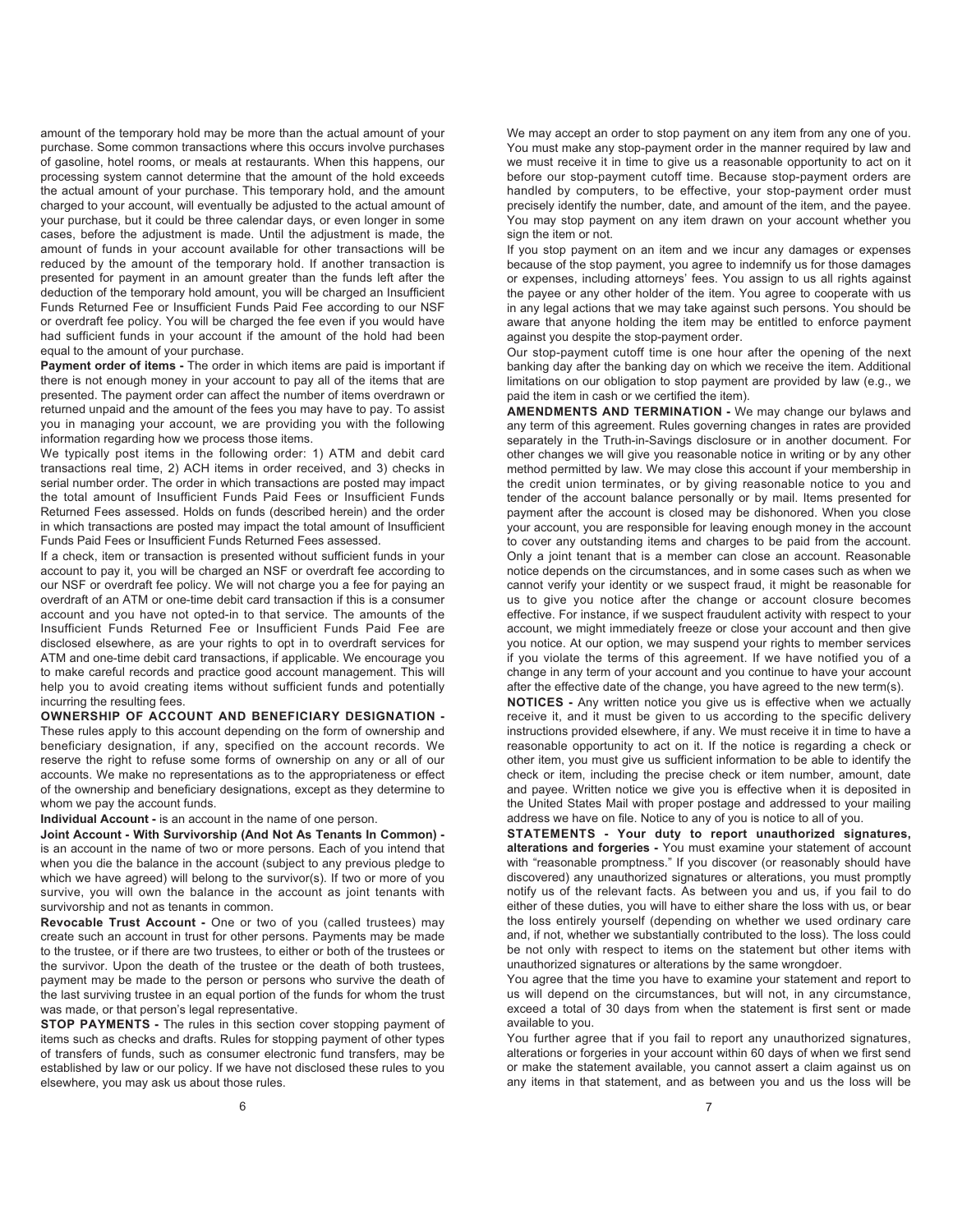amount of the temporary hold may be more than the actual amount of your purchase. Some common transactions where this occurs involve purchases of gasoline, hotel rooms, or meals at restaurants. When this happens, our processing system cannot determine that the amount of the hold exceeds the actual amount of your purchase. This temporary hold, and the amount charged to your account, will eventually be adjusted to the actual amount of your purchase, but it could be three calendar days, or even longer in some cases, before the adjustment is made. Until the adjustment is made, the amount of funds in your account available for other transactions will be reduced by the amount of the temporary hold. If another transaction is presented for payment in an amount greater than the funds left after the deduction of the temporary hold amount, you will be charged an Insufficient Funds Returned Fee or Insufficient Funds Paid Fee according to our NSF or overdraft fee policy. You will be charged the fee even if you would have had sufficient funds in your account if the amount of the hold had been equal to the amount of your purchase.

**Payment order of items -** The order in which items are paid is important if there is not enough money in your account to pay all of the items that are presented. The payment order can affect the number of items overdrawn or returned unpaid and the amount of the fees you may have to pay. To assist you in managing your account, we are providing you with the following information regarding how we process those items.

We typically post items in the following order: 1) ATM and debit card transactions real time, 2) ACH items in order received, and 3) checks in serial number order. The order in which transactions are posted may impact the total amount of Insufficient Funds Paid Fees or Insufficient Funds Returned Fees assessed. Holds on funds (described herein) and the order in which transactions are posted may impact the total amount of Insufficient Funds Paid Fees or Insufficient Funds Returned Fees assessed.

If a check, item or transaction is presented without sufficient funds in your account to pay it, you will be charged an NSF or overdraft fee according to our NSF or overdraft fee policy. We will not charge you a fee for paying an overdraft of an ATM or one-time debit card transaction if this is a consumer account and you have not opted-in to that service. The amounts of the Insufficient Funds Returned Fee or Insufficient Funds Paid Fee are disclosed elsewhere, as are your rights to opt in to overdraft services for ATM and one-time debit card transactions, if applicable. We encourage you to make careful records and practice good account management. This will help you to avoid creating items without sufficient funds and potentially incurring the resulting fees.

**OWNERSHIP OF ACCOUNT AND BENEFICIARY DESIGNATION -** These rules apply to this account depending on the form of ownership and beneficiary designation, if any, specified on the account records. We reserve the right to refuse some forms of ownership on any or all of our accounts. We make no representations as to the appropriateness or effect of the ownership and beneficiary designations, except as they determine to whom we pay the account funds.

**Individual Account -** is an account in the name of one person.

**Joint Account - With Survivorship (And Not As Tenants In Common) -** is an account in the name of two or more persons. Each of you intend that when you die the balance in the account (subject to any previous pledge to which we have agreed) will belong to the survivor(s). If two or more of you survive, you will own the balance in the account as joint tenants with survivorship and not as tenants in common.

**Revocable Trust Account -** One or two of you (called trustees) may create such an account in trust for other persons. Payments may be made to the trustee, or if there are two trustees, to either or both of the trustees or the survivor. Upon the death of the trustee or the death of both trustees, payment may be made to the person or persons who survive the death of the last surviving trustee in an equal portion of the funds for whom the trust was made, or that person's legal representative.

**STOP PAYMENTS -** The rules in this section cover stopping payment of items such as checks and drafts. Rules for stopping payment of other types of transfers of funds, such as consumer electronic fund transfers, may be established by law or our policy. If we have not disclosed these rules to you elsewhere, you may ask us about those rules.

We may accept an order to stop payment on any item from any one of you. You must make any stop-payment order in the manner required by law and we must receive it in time to give us a reasonable opportunity to act on it before our stop-payment cutoff time. Because stop-payment orders are handled by computers, to be effective, your stop-payment order must precisely identify the number, date, and amount of the item, and the payee. You may stop payment on any item drawn on your account whether you sign the item or not.

If you stop payment on an item and we incur any damages or expenses because of the stop payment, you agree to indemnify us for those damages or expenses, including attorneys' fees. You assign to us all rights against the payee or any other holder of the item. You agree to cooperate with us in any legal actions that we may take against such persons. You should be aware that anyone holding the item may be entitled to enforce payment against you despite the stop-payment order.

Our stop-payment cutoff time is one hour after the opening of the next banking day after the banking day on which we receive the item. Additional limitations on our obligation to stop payment are provided by law (e.g., we paid the item in cash or we certified the item).

**AMENDMENTS AND TERMINATION -** We may change our bylaws and any term of this agreement. Rules governing changes in rates are provided separately in the Truth-in-Savings disclosure or in another document. For other changes we will give you reasonable notice in writing or by any other method permitted by law. We may close this account if your membership in the credit union terminates, or by giving reasonable notice to you and tender of the account balance personally or by mail. Items presented for payment after the account is closed may be dishonored. When you close your account, you are responsible for leaving enough money in the account to cover any outstanding items and charges to be paid from the account. Only a joint tenant that is a member can close an account. Reasonable notice depends on the circumstances, and in some cases such as when we cannot verify your identity or we suspect fraud, it might be reasonable for us to give you notice after the change or account closure becomes effective. For instance, if we suspect fraudulent activity with respect to your account, we might immediately freeze or close your account and then give you notice. At our option, we may suspend your rights to member services if you violate the terms of this agreement. If we have notified you of a change in any term of your account and you continue to have your account after the effective date of the change, you have agreed to the new term(s).

**NOTICES -** Any written notice you give us is effective when we actually receive it, and it must be given to us according to the specific delivery instructions provided elsewhere, if any. We must receive it in time to have a reasonable opportunity to act on it. If the notice is regarding a check or other item, you must give us sufficient information to be able to identify the check or item, including the precise check or item number, amount, date and payee. Written notice we give you is effective when it is deposited in the United States Mail with proper postage and addressed to your mailing address we have on file. Notice to any of you is notice to all of you.

**STATEMENTS - Your duty to report unauthorized signatures, alterations and forgeries -** You must examine your statement of account with "reasonable promptness." If you discover (or reasonably should have discovered) any unauthorized signatures or alterations, you must promptly notify us of the relevant facts. As between you and us, if you fail to do either of these duties, you will have to either share the loss with us, or bear the loss entirely yourself (depending on whether we used ordinary care and, if not, whether we substantially contributed to the loss). The loss could be not only with respect to items on the statement but other items with unauthorized signatures or alterations by the same wrongdoer.

You agree that the time you have to examine your statement and report to us will depend on the circumstances, but will not, in any circumstance, exceed a total of 30 days from when the statement is first sent or made available to you.

You further agree that if you fail to report any unauthorized signatures, alterations or forgeries in your account within 60 days of when we first send or make the statement available, you cannot assert a claim against us on any items in that statement, and as between you and us the loss will be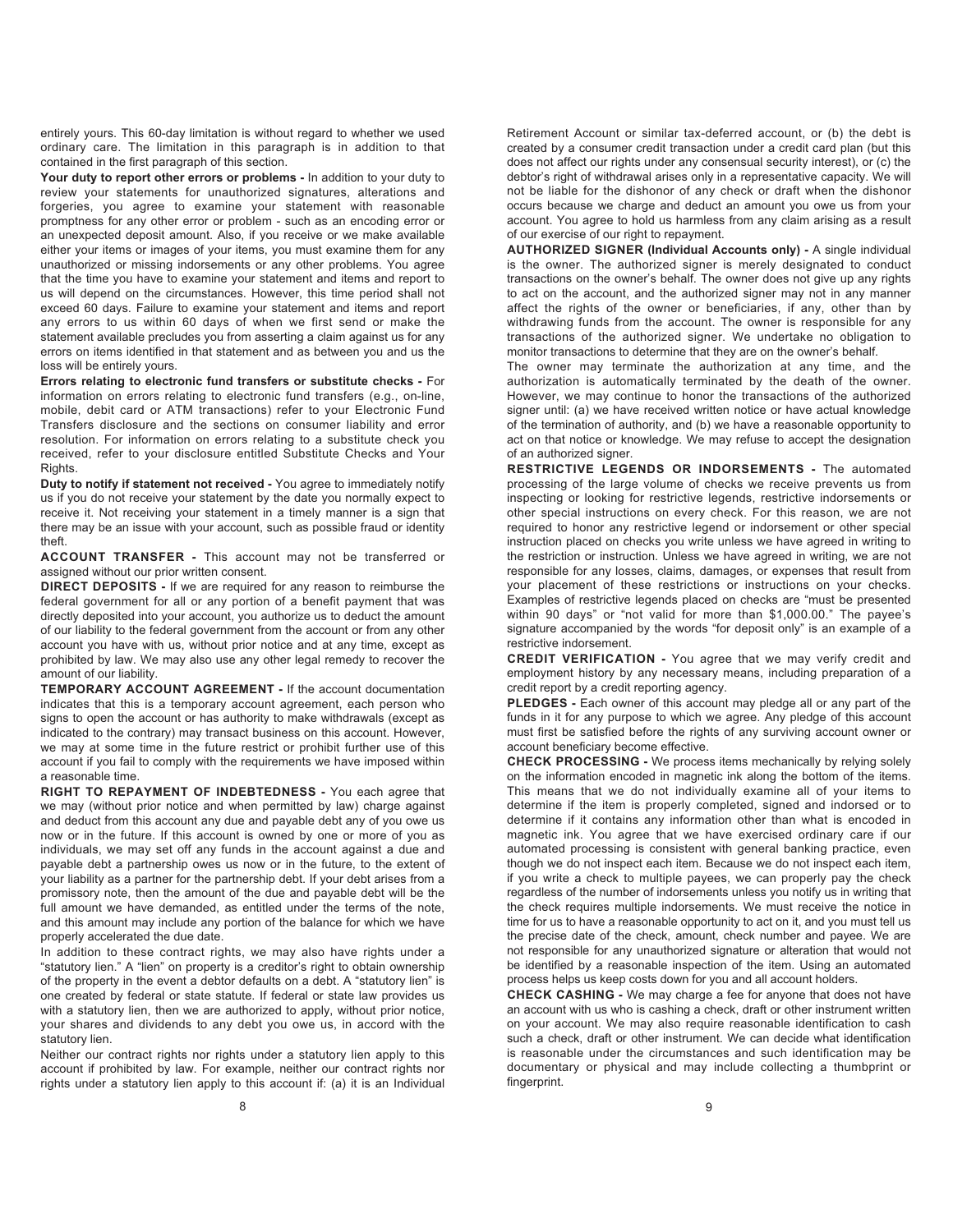entirely yours. This 60-day limitation is without regard to whether we used ordinary care. The limitation in this paragraph is in addition to that contained in the first paragraph of this section.

**Your duty to report other errors or problems -** In addition to your duty to review your statements for unauthorized signatures, alterations and forgeries, you agree to examine your statement with reasonable promptness for any other error or problem - such as an encoding error or an unexpected deposit amount. Also, if you receive or we make available either your items or images of your items, you must examine them for any unauthorized or missing indorsements or any other problems. You agree that the time you have to examine your statement and items and report to us will depend on the circumstances. However, this time period shall not exceed 60 days. Failure to examine your statement and items and report any errors to us within 60 days of when we first send or make the statement available precludes you from asserting a claim against us for any errors on items identified in that statement and as between you and us the loss will be entirely yours.

**Errors relating to electronic fund transfers or substitute checks -** For information on errors relating to electronic fund transfers (e.g., on-line, mobile, debit card or ATM transactions) refer to your Electronic Fund Transfers disclosure and the sections on consumer liability and error resolution. For information on errors relating to a substitute check you received, refer to your disclosure entitled Substitute Checks and Your Rights.

**Duty to notify if statement not received -** You agree to immediately notify us if you do not receive your statement by the date you normally expect to receive it. Not receiving your statement in a timely manner is a sign that there may be an issue with your account, such as possible fraud or identity theft.

**ACCOUNT TRANSFER -** This account may not be transferred or assigned without our prior written consent.

**DIRECT DEPOSITS -** If we are required for any reason to reimburse the federal government for all or any portion of a benefit payment that was directly deposited into your account, you authorize us to deduct the amount of our liability to the federal government from the account or from any other account you have with us, without prior notice and at any time, except as prohibited by law. We may also use any other legal remedy to recover the amount of our liability.

**TEMPORARY ACCOUNT AGREEMENT -** If the account documentation indicates that this is a temporary account agreement, each person who signs to open the account or has authority to make withdrawals (except as indicated to the contrary) may transact business on this account. However, we may at some time in the future restrict or prohibit further use of this account if you fail to comply with the requirements we have imposed within a reasonable time.

**RIGHT TO REPAYMENT OF INDEBTEDNESS -** You each agree that we may (without prior notice and when permitted by law) charge against and deduct from this account any due and payable debt any of you owe us now or in the future. If this account is owned by one or more of you as individuals, we may set off any funds in the account against a due and payable debt a partnership owes us now or in the future, to the extent of your liability as a partner for the partnership debt. If your debt arises from a promissory note, then the amount of the due and payable debt will be the full amount we have demanded, as entitled under the terms of the note, and this amount may include any portion of the balance for which we have properly accelerated the due date.

In addition to these contract rights, we may also have rights under a "statutory lien." A "lien" on property is a creditor's right to obtain ownership of the property in the event a debtor defaults on a debt. A "statutory lien" is one created by federal or state statute. If federal or state law provides us with a statutory lien, then we are authorized to apply, without prior notice, your shares and dividends to any debt you owe us, in accord with the statutory lien.

Neither our contract rights nor rights under a statutory lien apply to this account if prohibited by law. For example, neither our contract rights nor rights under a statutory lien apply to this account if: (a) it is an Individual Retirement Account or similar tax-deferred account, or (b) the debt is created by a consumer credit transaction under a credit card plan (but this does not affect our rights under any consensual security interest), or (c) the debtor's right of withdrawal arises only in a representative capacity. We will not be liable for the dishonor of any check or draft when the dishonor occurs because we charge and deduct an amount you owe us from your account. You agree to hold us harmless from any claim arising as a result of our exercise of our right to repayment.

**AUTHORIZED SIGNER (Individual Accounts only) -** A single individual is the owner. The authorized signer is merely designated to conduct transactions on the owner's behalf. The owner does not give up any rights to act on the account, and the authorized signer may not in any manner affect the rights of the owner or beneficiaries, if any, other than by withdrawing funds from the account. The owner is responsible for any transactions of the authorized signer. We undertake no obligation to monitor transactions to determine that they are on the owner's behalf.

The owner may terminate the authorization at any time, and the authorization is automatically terminated by the death of the owner. However, we may continue to honor the transactions of the authorized signer until: (a) we have received written notice or have actual knowledge of the termination of authority, and (b) we have a reasonable opportunity to act on that notice or knowledge. We may refuse to accept the designation of an authorized signer.

**RESTRICTIVE LEGENDS OR INDORSEMENTS -** The automated processing of the large volume of checks we receive prevents us from inspecting or looking for restrictive legends, restrictive indorsements or other special instructions on every check. For this reason, we are not required to honor any restrictive legend or indorsement or other special instruction placed on checks you write unless we have agreed in writing to the restriction or instruction. Unless we have agreed in writing, we are not responsible for any losses, claims, damages, or expenses that result from your placement of these restrictions or instructions on your checks. Examples of restrictive legends placed on checks are "must be presented within 90 days" or "not valid for more than $1,000.00." The payee's signature accompanied by the words "for deposit only" is an example of a restrictive indorsement.

**CREDIT VERIFICATION -** You agree that we may verify credit and employment history by any necessary means, including preparation of a credit report by a credit reporting agency.

**PLEDGES -** Each owner of this account may pledge all or any part of the funds in it for any purpose to which we agree. Any pledge of this account must first be satisfied before the rights of any surviving account owner or account beneficiary become effective.

**CHECK PROCESSING -** We process items mechanically by relying solely on the information encoded in magnetic ink along the bottom of the items. This means that we do not individually examine all of your items to determine if the item is properly completed, signed and indorsed or to determine if it contains any information other than what is encoded in magnetic ink. You agree that we have exercised ordinary care if our automated processing is consistent with general banking practice, even though we do not inspect each item. Because we do not inspect each item, if you write a check to multiple payees, we can properly pay the check regardless of the number of indorsements unless you notify us in writing that the check requires multiple indorsements. We must receive the notice in time for us to have a reasonable opportunity to act on it, and you must tell us the precise date of the check, amount, check number and payee. We are not responsible for any unauthorized signature or alteration that would not be identified by a reasonable inspection of the item. Using an automated process helps us keep costs down for you and all account holders.

**CHECK CASHING -** We may charge a fee for anyone that does not have an account with us who is cashing a check, draft or other instrument written on your account. We may also require reasonable identification to cash such a check, draft or other instrument. We can decide what identification is reasonable under the circumstances and such identification may be documentary or physical and may include collecting a thumbprint or fingerprint.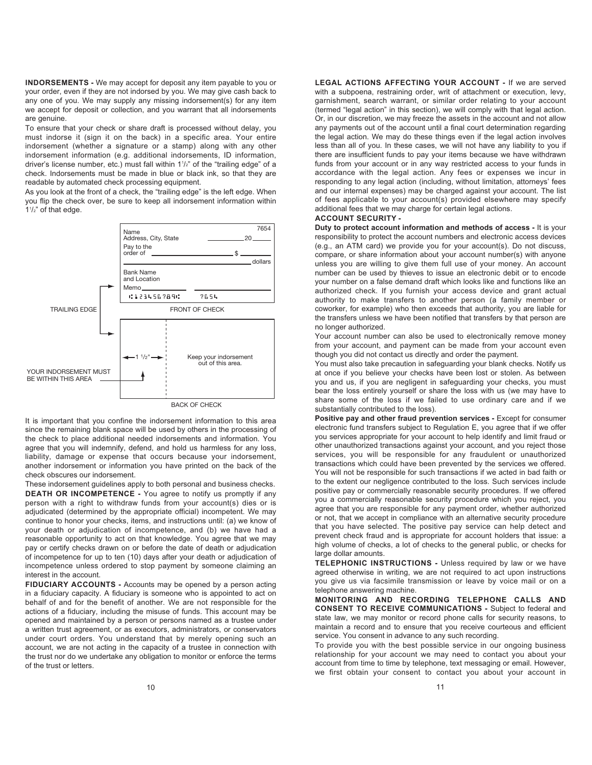**INDORSEMENTS -** We may accept for deposit any item payable to you or your order, even if they are not indorsed by you. We may give cash back to any one of you. We may supply any missing indorsement(s) for any item we accept for deposit or collection, and you warrant that all indorsements are genuine.

To ensure that your check or share draft is processed without delay, you must indorse it (sign it on the back) in a specific area. Your entire indorsement (whether a signature or a stamp) along with any other indorsement information (e.g. additional indorsements, ID information, driver's license number, etc.) must fall within 1½" of the "trailing edge" of a check. Indorsements must be made in blue or black ink, so that they are readable by automated check processing equipment.

As you look at the front of a check, the "trailing edge" is the left edge. When you flip the check over, be sure to keep all indorsement information within 1½" of that edge.

Name
Address, City, State
Pay to the order of $ dollars
Bank Name and Location
Memo
⑆123456789⑆ 7654

TRAILING EDGE

FRONT OF CHECK

1 ½"

Keep your indorsement out of this area.

YOUR INDORSEMENT MUST BE WITHIN THIS AREA

BACK OF CHECK

It is important that you confine the indorsement information to this area since the remaining blank space will be used by others in the processing of the check to place additional needed indorsements and information. You agree that you will indemnify, defend, and hold us harmless for any loss, liability, damage or expense that occurs because your indorsement, another indorsement or information you have printed on the back of the check obscures our indorsement.

These indorsement guidelines apply to both personal and business checks.

**DEATH OR INCOMPETENCE -** You agree to notify us promptly if any person with a right to withdraw funds from your account(s) dies or is adjudicated (determined by the appropriate official) incompetent. We may continue to honor your checks, items, and instructions until: (a) we know of your death or adjudication of incompetence, and (b) we have had a reasonable opportunity to act on that knowledge. You agree that we may pay or certify checks drawn on or before the date of death or adjudication of incompetence for up to ten (10) days after your death or adjudication of incompetence unless ordered to stop payment by someone claiming an interest in the account.

**FIDUCIARY ACCOUNTS -** Accounts may be opened by a person acting in a fiduciary capacity. A fiduciary is someone who is appointed to act on behalf of and for the benefit of another. We are not responsible for the actions of a fiduciary, including the misuse of funds. This account may be opened and maintained by a person or persons named as a trustee under a written trust agreement, or as executors, administrators, or conservators under court orders. You understand that by merely opening such an account, we are not acting in the capacity of a trustee in connection with the trust nor do we undertake any obligation to monitor or enforce the terms of the trust or letters.

**LEGAL ACTIONS AFFECTING YOUR ACCOUNT -** If we are served with a subpoena, restraining order, writ of attachment or execution, levy, garnishment, search warrant, or similar order relating to your account (termed "legal action" in this section), we will comply with that legal action. Or, in our discretion, we may freeze the assets in the account and not allow any payments out of the account until a final court determination regarding the legal action. We may do these things even if the legal action involves less than all of you. In these cases, we will not have any liability to you if there are insufficient funds to pay your items because we have withdrawn funds from your account or in any way restricted access to your funds in accordance with the legal action. Any fees or expenses we incur in responding to any legal action (including, without limitation, attorneys' fees and our internal expenses) may be charged against your account. The list of fees applicable to your account(s) provided elsewhere may specify additional fees that we may charge for certain legal actions.

**ACCOUNT SECURITY -**

**Duty to protect account information and methods of access -** It is your responsibility to protect the account numbers and electronic access devices (e.g., an ATM card) we provide you for your account(s). Do not discuss, compare, or share information about your account number(s) with anyone unless you are willing to give them full use of your money. An account number can be used by thieves to issue an electronic debit or to encode your number on a false demand draft which looks like and functions like an authorized check. If you furnish your access device and grant actual authority to make transfers to another person (a family member or coworker, for example) who then exceeds that authority, you are liable for the transfers unless we have been notified that transfers by that person are no longer authorized.

Your account number can also be used to electronically remove money from your account, and payment can be made from your account even though you did not contact us directly and order the payment.

You must also take precaution in safeguarding your blank checks. Notify us at once if you believe your checks have been lost or stolen. As between you and us, if you are negligent in safeguarding your checks, you must bear the loss entirely yourself or share the loss with us (we may have to share some of the loss if we failed to use ordinary care and if we substantially contributed to the loss).

**Positive pay and other fraud prevention services -** Except for consumer electronic fund transfers subject to Regulation E, you agree that if we offer you services appropriate for your account to help identify and limit fraud or other unauthorized transactions against your account, and you reject those services, you will be responsible for any fraudulent or unauthorized transactions which could have been prevented by the services we offered. You will not be responsible for such transactions if we acted in bad faith or to the extent our negligence contributed to the loss. Such services include positive pay or commercially reasonable security procedures. If we offered you a commercially reasonable security procedure which you reject, you agree that you are responsible for any payment order, whether authorized or not, that we accept in compliance with an alternative security procedure that you have selected. The positive pay service can help detect and prevent check fraud and is appropriate for account holders that issue: a high volume of checks, a lot of checks to the general public, or checks for large dollar amounts.

**TELEPHONIC INSTRUCTIONS -** Unless required by law or we have agreed otherwise in writing, we are not required to act upon instructions you give us via facsimile transmission or leave by voice mail or on a telephone answering machine.

**MONITORING AND RECORDING TELEPHONE CALLS AND CONSENT TO RECEIVE COMMUNICATIONS -** Subject to federal and state law, we may monitor or record phone calls for security reasons, to maintain a record and to ensure that you receive courteous and efficient service. You consent in advance to any such recording.

To provide you with the best possible service in our ongoing business relationship for your account we may need to contact you about your account from time to time by telephone, text messaging or email. However, we first obtain your consent to contact you about your account in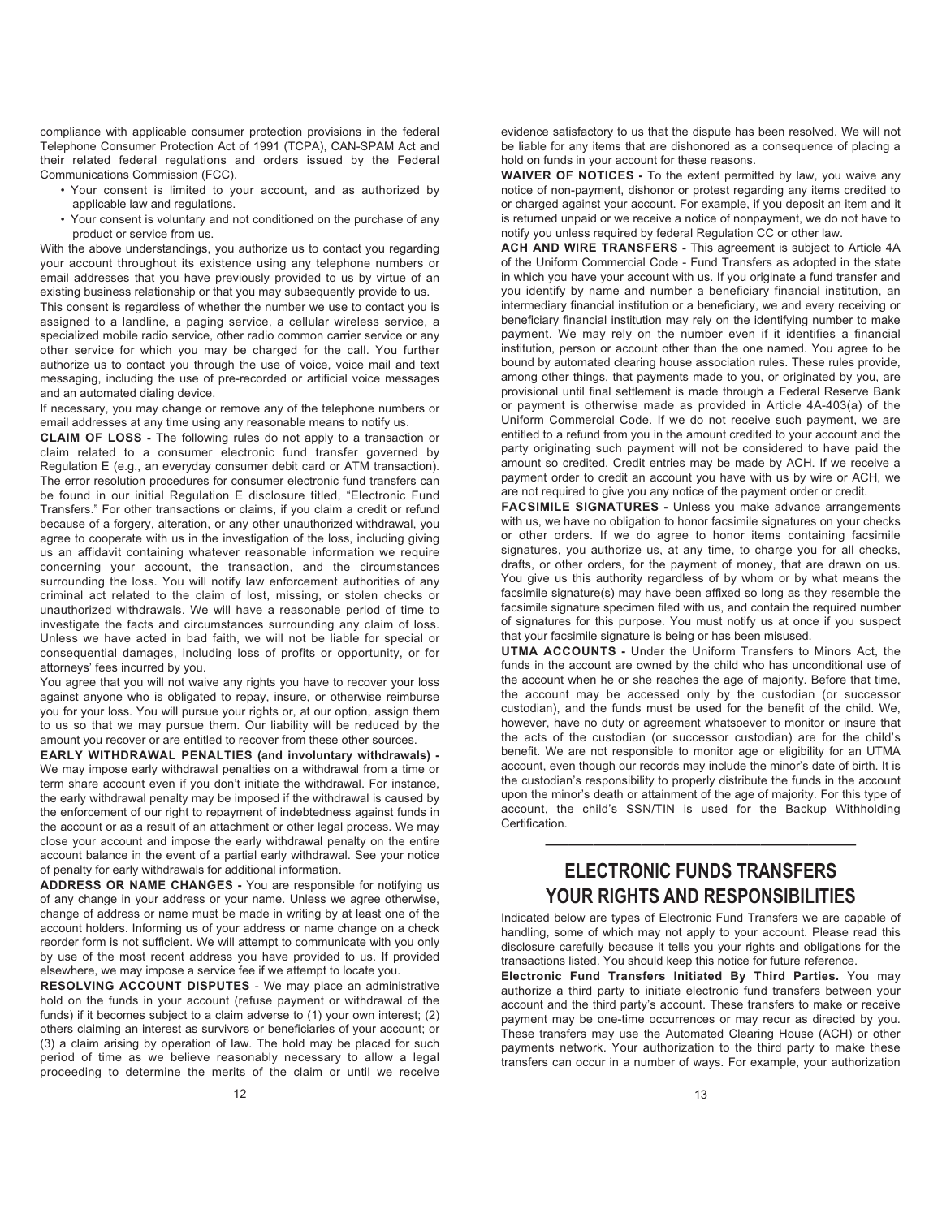compliance with applicable consumer protection provisions in the federal Telephone Consumer Protection Act of 1991 (TCPA), CAN-SPAM Act and their related federal regulations and orders issued by the Federal Communications Commission (FCC).

- Your consent is limited to your account, and as authorized by applicable law and regulations.
- Your consent is voluntary and not conditioned on the purchase of any product or service from us.

With the above understandings, you authorize us to contact you regarding your account throughout its existence using any telephone numbers or email addresses that you have previously provided to us by virtue of an existing business relationship or that you may subsequently provide to us.

This consent is regardless of whether the number we use to contact you is assigned to a landline, a paging service, a cellular wireless service, a specialized mobile radio service, other radio common carrier service or any other service for which you may be charged for the call. You further authorize us to contact you through the use of voice, voice mail and text messaging, including the use of pre-recorded or artificial voice messages and an automated dialing device.

If necessary, you may change or remove any of the telephone numbers or email addresses at any time using any reasonable means to notify us.

**CLAIM OF LOSS -** The following rules do not apply to a transaction or claim related to a consumer electronic fund transfer governed by Regulation E (e.g., an everyday consumer debit card or ATM transaction). The error resolution procedures for consumer electronic fund transfers can be found in our initial Regulation E disclosure titled, "Electronic Fund Transfers." For other transactions or claims, if you claim a credit or refund because of a forgery, alteration, or any other unauthorized withdrawal, you agree to cooperate with us in the investigation of the loss, including giving us an affidavit containing whatever reasonable information we require concerning your account, the transaction, and the circumstances surrounding the loss. You will notify law enforcement authorities of any criminal act related to the claim of lost, missing, or stolen checks or unauthorized withdrawals. We will have a reasonable period of time to investigate the facts and circumstances surrounding any claim of loss. Unless we have acted in bad faith, we will not be liable for special or consequential damages, including loss of profits or opportunity, or for attorneys' fees incurred by you.

You agree that you will not waive any rights you have to recover your loss against anyone who is obligated to repay, insure, or otherwise reimburse you for your loss. You will pursue your rights or, at our option, assign them to us so that we may pursue them. Our liability will be reduced by the amount you recover or are entitled to recover from these other sources.

**EARLY WITHDRAWAL PENALTIES (and involuntary withdrawals) -** We may impose early withdrawal penalties on a withdrawal from a time or term share account even if you don't initiate the withdrawal. For instance, the early withdrawal penalty may be imposed if the withdrawal is caused by the enforcement of our right to repayment of indebtedness against funds in the account or as a result of an attachment or other legal process. We may close your account and impose the early withdrawal penalty on the entire account balance in the event of a partial early withdrawal. See your notice of penalty for early withdrawals for additional information.

**ADDRESS OR NAME CHANGES -** You are responsible for notifying us of any change in your address or your name. Unless we agree otherwise, change of address or name must be made in writing by at least one of the account holders. Informing us of your address or name change on a check reorder form is not sufficient. We will attempt to communicate with you only by use of the most recent address you have provided to us. If provided elsewhere, we may impose a service fee if we attempt to locate you.

**RESOLVING ACCOUNT DISPUTES** - We may place an administrative hold on the funds in your account (refuse payment or withdrawal of the funds) if it becomes subject to a claim adverse to (1) your own interest; (2) others claiming an interest as survivors or beneficiaries of your account; or (3) a claim arising by operation of law. The hold may be placed for such period of time as we believe reasonably necessary to allow a legal proceeding to determine the merits of the claim or until we receive evidence satisfactory to us that the dispute has been resolved. We will not be liable for any items that are dishonored as a consequence of placing a hold on funds in your account for these reasons.

**WAIVER OF NOTICES -** To the extent permitted by law, you waive any notice of non-payment, dishonor or protest regarding any items credited to or charged against your account. For example, if you deposit an item and it is returned unpaid or we receive a notice of nonpayment, we do not have to notify you unless required by federal Regulation CC or other law.

**ACH AND WIRE TRANSFERS -** This agreement is subject to Article 4A of the Uniform Commercial Code - Fund Transfers as adopted in the state in which you have your account with us. If you originate a fund transfer and you identify by name and number a beneficiary financial institution, an intermediary financial institution or a beneficiary, we and every receiving or beneficiary financial institution may rely on the identifying number to make payment. We may rely on the number even if it identifies a financial institution, person or account other than the one named. You agree to be bound by automated clearing house association rules. These rules provide, among other things, that payments made to you, or originated by you, are provisional until final settlement is made through a Federal Reserve Bank or payment is otherwise made as provided in Article 4A-403(a) of the Uniform Commercial Code. If we do not receive such payment, we are entitled to a refund from you in the amount credited to your account and the party originating such payment will not be considered to have paid the amount so credited. Credit entries may be made by ACH. If we receive a payment order to credit an account you have with us by wire or ACH, we are not required to give you any notice of the payment order or credit.

**FACSIMILE SIGNATURES -** Unless you make advance arrangements with us, we have no obligation to honor facsimile signatures on your checks or other orders. If we do agree to honor items containing facsimile signatures, you authorize us, at any time, to charge you for all checks, drafts, or other orders, for the payment of money, that are drawn on us. You give us this authority regardless of by whom or by what means the facsimile signature(s) may have been affixed so long as they resemble the facsimile signature specimen filed with us, and contain the required number of signatures for this purpose. You must notify us at once if you suspect that your facsimile signature is being or has been misused.

**UTMA ACCOUNTS -** Under the Uniform Transfers to Minors Act, the funds in the account are owned by the child who has unconditional use of the account when he or she reaches the age of majority. Before that time, the account may be accessed only by the custodian (or successor custodian), and the funds must be used for the benefit of the child. We, however, have no duty or agreement whatsoever to monitor or insure that the acts of the custodian (or successor custodian) are for the child's benefit. We are not responsible to monitor age or eligibility for an UTMA account, even though our records may include the minor's date of birth. It is the custodian's responsibility to properly distribute the funds in the account upon the minor's death or attainment of the age of majority. For this type of account, the child's SSN/TIN is used for the Backup Withholding Certification.

---

# ELECTRONIC FUNDS TRANSFERS YOUR RIGHTS AND RESPONSIBILITIES

Indicated below are types of Electronic Fund Transfers we are capable of handling, some of which may not apply to your account. Please read this disclosure carefully because it tells you your rights and obligations for the transactions listed. You should keep this notice for future reference.

**Electronic Fund Transfers Initiated By Third Parties.** You may authorize a third party to initiate electronic fund transfers between your account and the third party's account. These transfers to make or receive payment may be one-time occurrences or may recur as directed by you. These transfers may use the Automated Clearing House (ACH) or other payments network. Your authorization to the third party to make these transfers can occur in a number of ways. For example, your authorization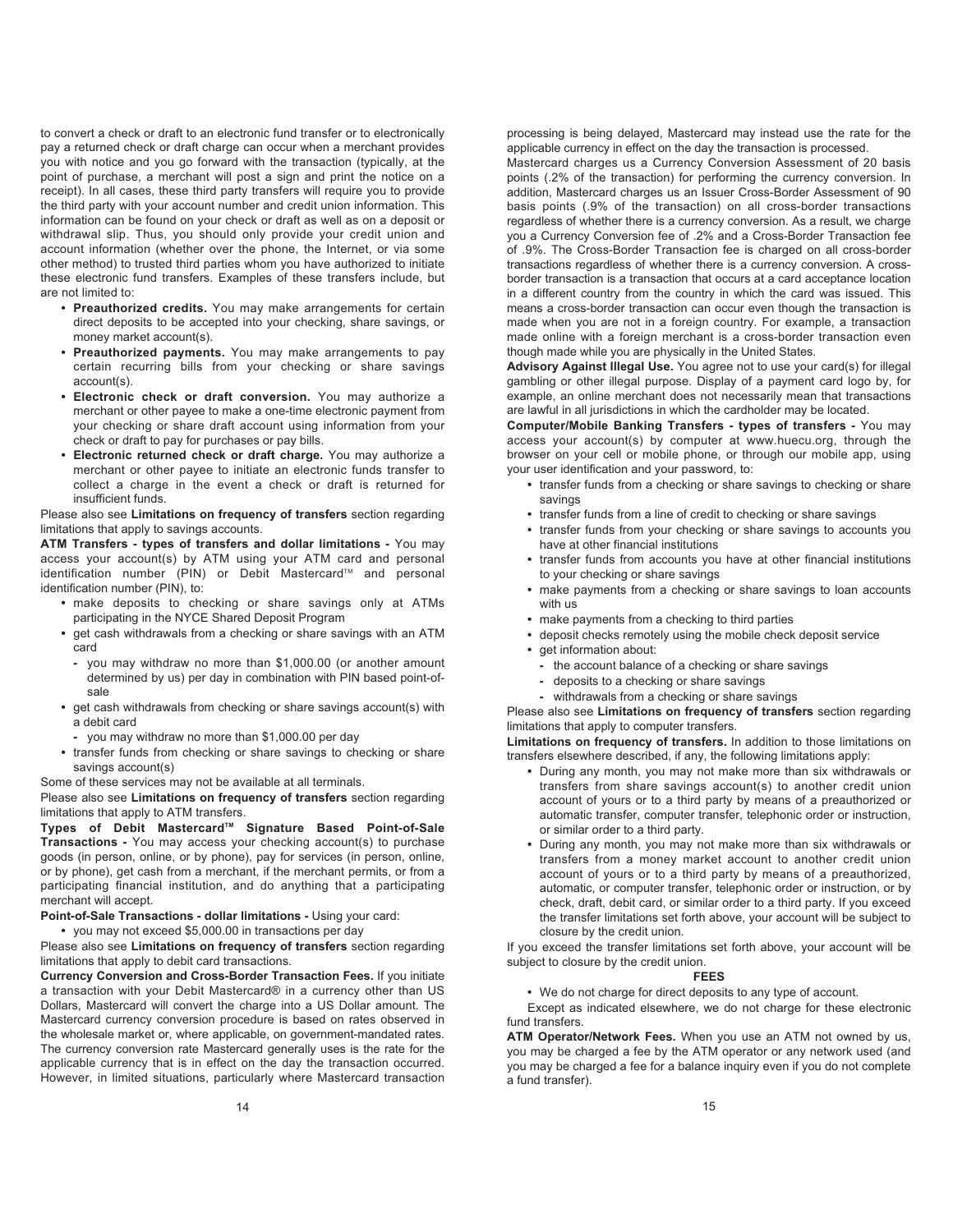to convert a check or draft to an electronic fund transfer or to electronically pay a returned check or draft charge can occur when a merchant provides you with notice and you go forward with the transaction (typically, at the point of purchase, a merchant will post a sign and print the notice on a receipt). In all cases, these third party transfers will require you to provide the third party with your account number and credit union information. This information can be found on your check or draft as well as on a deposit or withdrawal slip. Thus, you should only provide your credit union and account information (whether over the phone, the Internet, or via some other method) to trusted third parties whom you have authorized to initiate these electronic fund transfers. Examples of these transfers include, but are not limited to:

- **Preauthorized credits.** You may make arrangements for certain direct deposits to be accepted into your checking, share savings, or money market account(s).
- **Preauthorized payments.** You may make arrangements to pay certain recurring bills from your checking or share savings account(s).
- **Electronic check or draft conversion.** You may authorize a merchant or other payee to make a one-time electronic payment from your checking or share draft account using information from your check or draft to pay for purchases or pay bills.
- **Electronic returned check or draft charge.** You may authorize a merchant or other payee to initiate an electronic funds transfer to collect a charge in the event a check or draft is returned for insufficient funds.

Please also see **Limitations on frequency of transfers** section regarding limitations that apply to savings accounts.

**ATM Transfers - types of transfers and dollar limitations -** You may access your account(s) by ATM using your ATM card and personal identification number (PIN) or Debit Mastercard™ and personal identification number (PIN), to:

- make deposits to checking or share savings only at ATMs participating in the NYCE Shared Deposit Program
- get cash withdrawals from a checking or share savings with an ATM card
  - you may withdraw no more than $1,000.00 (or another amount determined by us) per day in combination with PIN based point-of-sale
- get cash withdrawals from checking or share savings account(s) with a debit card
  - you may withdraw no more than $1,000.00 per day
- transfer funds from checking or share savings to checking or share savings account(s)

Some of these services may not be available at all terminals.

Please also see **Limitations on frequency of transfers** section regarding limitations that apply to ATM transfers.

**Types of Debit Mastercard™ Signature Based Point-of-Sale Transactions -** You may access your checking account(s) to purchase goods (in person, online, or by phone), pay for services (in person, online, or by phone), get cash from a merchant, if the merchant permits, or from a participating financial institution, and do anything that a participating merchant will accept.

**Point-of-Sale Transactions - dollar limitations -** Using your card:

- you may not exceed $5,000.00 in transactions per day

Please also see **Limitations on frequency of transfers** section regarding limitations that apply to debit card transactions.

**Currency Conversion and Cross-Border Transaction Fees.** If you initiate a transaction with your Debit Mastercard® in a currency other than US Dollars, Mastercard will convert the charge into a US Dollar amount. The Mastercard currency conversion procedure is based on rates observed in the wholesale market or, where applicable, on government-mandated rates. The currency conversion rate Mastercard generally uses is the rate for the applicable currency that is in effect on the day the transaction occurred. However, in limited situations, particularly where Mastercard transaction processing is being delayed, Mastercard may instead use the rate for the applicable currency in effect on the day the transaction is processed.

Mastercard charges us a Currency Conversion Assessment of 20 basis points (.2% of the transaction) for performing the currency conversion. In addition, Mastercard charges us an Issuer Cross-Border Assessment of 90 basis points (.9% of the transaction) on all cross-border transactions regardless of whether there is a currency conversion. As a result, we charge you a Currency Conversion fee of .2% and a Cross-Border Transaction fee of .9%. The Cross-Border Transaction fee is charged on all cross-border transactions regardless of whether there is a currency conversion. A cross-border transaction is a transaction that occurs at a card acceptance location in a different country from the country in which the card was issued. This means a cross-border transaction can occur even though the transaction is made when you are not in a foreign country. For example, a transaction made online with a foreign merchant is a cross-border transaction even though made while you are physically in the United States.

**Advisory Against Illegal Use.** You agree not to use your card(s) for illegal gambling or other illegal purpose. Display of a payment card logo by, for example, an online merchant does not necessarily mean that transactions are lawful in all jurisdictions in which the cardholder may be located.

**Computer/Mobile Banking Transfers - types of transfers -** You may access your account(s) by computer at www.huecu.org, through the browser on your cell or mobile phone, or through our mobile app, using your user identification and your password, to:

- transfer funds from a checking or share savings to checking or share savings
- transfer funds from a line of credit to checking or share savings
- transfer funds from your checking or share savings to accounts you have at other financial institutions
- transfer funds from accounts you have at other financial institutions to your checking or share savings
- make payments from a checking or share savings to loan accounts with us
- make payments from a checking to third parties
- deposit checks remotely using the mobile check deposit service
- get information about:
  - the account balance of a checking or share savings
  - deposits to a checking or share savings
  - withdrawals from a checking or share savings

Please also see **Limitations on frequency of transfers** section regarding limitations that apply to computer transfers.

**Limitations on frequency of transfers.** In addition to those limitations on transfers elsewhere described, if any, the following limitations apply:

- During any month, you may not make more than six withdrawals or transfers from share savings account(s) to another credit union account of yours or to a third party by means of a preauthorized or automatic transfer, computer transfer, telephonic order or instruction, or similar order to a third party.
- During any month, you may not make more than six withdrawals or transfers from a money market account to another credit union account of yours or to a third party by means of a preauthorized, automatic, or computer transfer, telephonic order or instruction, or by check, draft, debit card, or similar order to a third party. If you exceed the transfer limitations set forth above, your account will be subject to closure by the credit union.

If you exceed the transfer limitations set forth above, your account will be subject to closure by the credit union.

## FEES

- We do not charge for direct deposits to any type of account.

Except as indicated elsewhere, we do not charge for these electronic fund transfers.

**ATM Operator/Network Fees.** When you use an ATM not owned by us, you may be charged a fee by the ATM operator or any network used (and you may be charged a fee for a balance inquiry even if you do not complete a fund transfer).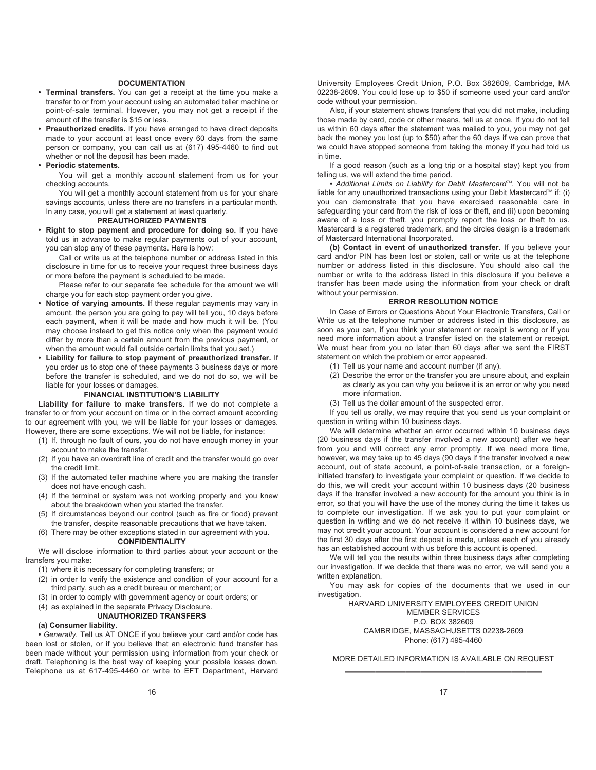## DOCUMENTATION

- **Terminal transfers.** You can get a receipt at the time you make a transfer to or from your account using an automated teller machine or point-of-sale terminal. However, you may not get a receipt if the amount of the transfer is $15 or less.
- **Preauthorized credits.** If you have arranged to have direct deposits made to your account at least once every 60 days from the same person or company, you can call us at (617) 495-4460 to find out whether or not the deposit has been made.
- **Periodic statements.**

  You will get a monthly account statement from us for your checking accounts.

  You will get a monthly account statement from us for your share savings accounts, unless there are no transfers in a particular month. In any case, you will get a statement at least quarterly.

## PREAUTHORIZED PAYMENTS

- **Right to stop payment and procedure for doing so.** If you have told us in advance to make regular payments out of your account, you can stop any of these payments. Here is how:

  Call or write us at the telephone number or address listed in this disclosure in time for us to receive your request three business days or more before the payment is scheduled to be made.

  Please refer to our separate fee schedule for the amount we will charge you for each stop payment order you give.
- **Notice of varying amounts.** If these regular payments may vary in amount, the person you are going to pay will tell you, 10 days before each payment, when it will be made and how much it will be. (You may choose instead to get this notice only when the payment would differ by more than a certain amount from the previous payment, or when the amount would fall outside certain limits that you set.)
- **Liability for failure to stop payment of preauthorized transfer.** If you order us to stop one of these payments 3 business days or more before the transfer is scheduled, and we do not do so, we will be liable for your losses or damages.

## FINANCIAL INSTITUTION'S LIABILITY

**Liability for failure to make transfers.** If we do not complete a transfer to or from your account on time or in the correct amount according to our agreement with you, we will be liable for your losses or damages. However, there are some exceptions. We will not be liable, for instance:

(1) If, through no fault of ours, you do not have enough money in your account to make the transfer.
(2) If you have an overdraft line of credit and the transfer would go over the credit limit.
(3) If the automated teller machine where you are making the transfer does not have enough cash.
(4) If the terminal or system was not working properly and you knew about the breakdown when you started the transfer.
(5) If circumstances beyond our control (such as fire or flood) prevent the transfer, despite reasonable precautions that we have taken.
(6) There may be other exceptions stated in our agreement with you.

## CONFIDENTIALITY

We will disclose information to third parties about your account or the transfers you make:

(1) where it is necessary for completing transfers; or
(2) in order to verify the existence and condition of your account for a third party, such as a credit bureau or merchant; or
(3) in order to comply with government agency or court orders; or
(4) as explained in the separate Privacy Disclosure.

## UNAUTHORIZED TRANSFERS

**(a) Consumer liability.**

• *Generally.* Tell us AT ONCE if you believe your card and/or code has been lost or stolen, or if you believe that an electronic fund transfer has been made without your permission using information from your check or draft. Telephoning is the best way of keeping your possible losses down. Telephone us at 617-495-4460 or write to EFT Department, Harvard University Employees Credit Union, P.O. Box 382609, Cambridge, MA 02238-2609. You could lose up to $50 if someone used your card and/or code without your permission.

Also, if your statement shows transfers that you did not make, including those made by card, code or other means, tell us at once. If you do not tell us within 60 days after the statement was mailed to you, you may not get back the money you lost (up to $50) after the 60 days if we can prove that we could have stopped someone from taking the money if you had told us in time.

If a good reason (such as a long trip or a hospital stay) kept you from telling us, we will extend the time period.

• *Additional Limits on Liability for Debit Mastercard™.* You will not be liable for any unauthorized transactions using your Debit Mastercard™ if: (i) you can demonstrate that you have exercised reasonable care in safeguarding your card from the risk of loss or theft, and (ii) upon becoming aware of a loss or theft, you promptly report the loss or theft to us. Mastercard is a registered trademark, and the circles design is a trademark of Mastercard International Incorporated.

**(b) Contact in event of unauthorized transfer.** If you believe your card and/or PIN has been lost or stolen, call or write us at the telephone number or address listed in this disclosure. You should also call the number or write to the address listed in this disclosure if you believe a transfer has been made using the information from your check or draft without your permission.

## ERROR RESOLUTION NOTICE

In Case of Errors or Questions About Your Electronic Transfers, Call or Write us at the telephone number or address listed in this disclosure, as soon as you can, if you think your statement or receipt is wrong or if you need more information about a transfer listed on the statement or receipt. We must hear from you no later than 60 days after we sent the FIRST statement on which the problem or error appeared.

(1) Tell us your name and account number (if any).
(2) Describe the error or the transfer you are unsure about, and explain as clearly as you can why you believe it is an error or why you need more information.
(3) Tell us the dollar amount of the suspected error.

If you tell us orally, we may require that you send us your complaint or question in writing within 10 business days.

We will determine whether an error occurred within 10 business days (20 business days if the transfer involved a new account) after we hear from you and will correct any error promptly. If we need more time, however, we may take up to 45 days (90 days if the transfer involved a new account, out of state account, a point-of-sale transaction, or a foreign-initiated transfer) to investigate your complaint or question. If we decide to do this, we will credit your account within 10 business days (20 business days if the transfer involved a new account) for the amount you think is in error, so that you will have the use of the money during the time it takes us to complete our investigation. If we ask you to put your complaint or question in writing and we do not receive it within 10 business days, we may not credit your account. Your account is considered a new account for the first 30 days after the first deposit is made, unless each of you already has an established account with us before this account is opened.

We will tell you the results within three business days after completing our investigation. If we decide that there was no error, we will send you a written explanation.

You may ask for copies of the documents that we used in our investigation.

HARVARD UNIVERSITY EMPLOYEES CREDIT UNION
MEMBER SERVICES
P.O. BOX 382609
CAMBRIDGE, MASSACHUSETTS 02238-2609
Phone: (617) 495-4460

MORE DETAILED INFORMATION IS AVAILABLE ON REQUEST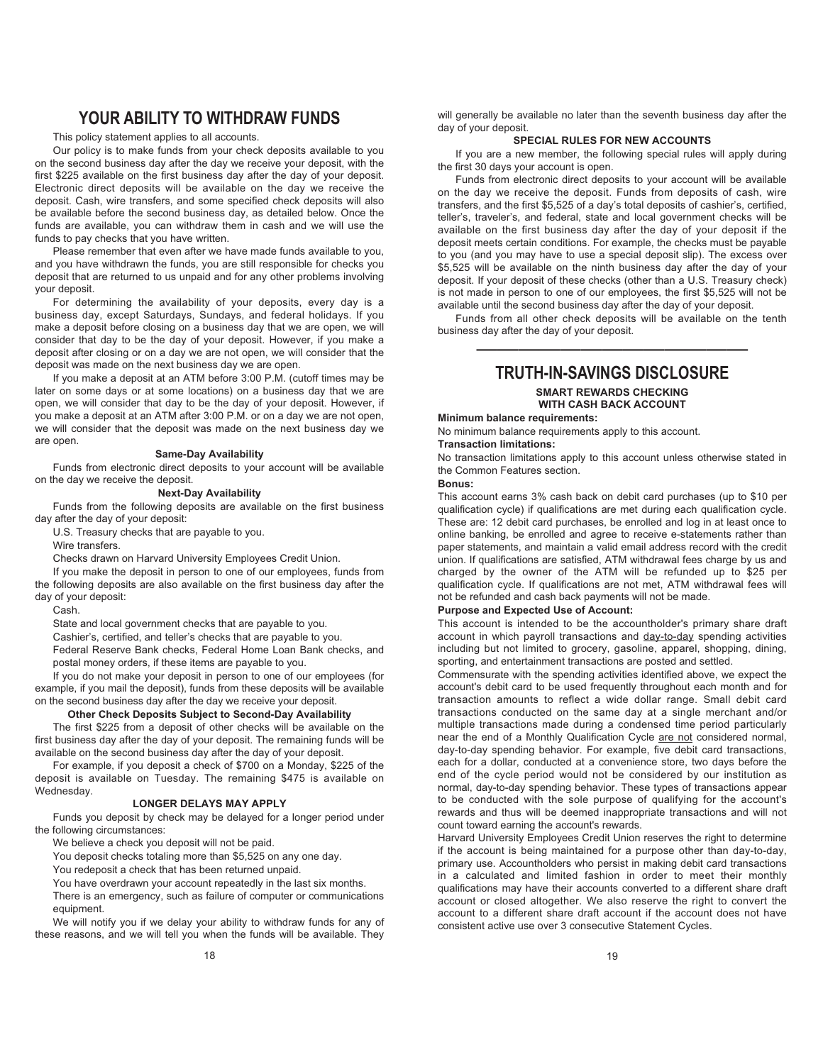# YOUR ABILITY TO WITHDRAW FUNDS

This policy statement applies to all accounts.

Our policy is to make funds from your check deposits available to you on the second business day after the day we receive your deposit, with the first $225 available on the first business day after the day of your deposit. Electronic direct deposits will be available on the day we receive the deposit. Cash, wire transfers, and some specified check deposits will also be available before the second business day, as detailed below. Once the funds are available, you can withdraw them in cash and we will use the funds to pay checks that you have written.

Please remember that even after we have made funds available to you, and you have withdrawn the funds, you are still responsible for checks you deposit that are returned to us unpaid and for any other problems involving your deposit.

For determining the availability of your deposits, every day is a business day, except Saturdays, Sundays, and federal holidays. If you make a deposit before closing on a business day that we are open, we will consider that day to be the day of your deposit. However, if you make a deposit after closing or on a day we are not open, we will consider that the deposit was made on the next business day we are open.

If you make a deposit at an ATM before 3:00 P.M. (cutoff times may be later on some days or at some locations) on a business day that we are open, we will consider that day to be the day of your deposit. However, if you make a deposit at an ATM after 3:00 P.M. or on a day we are not open, we will consider that the deposit was made on the next business day we are open.

#### Same-Day Availability

Funds from electronic direct deposits to your account will be available on the day we receive the deposit.

#### Next-Day Availability

Funds from the following deposits are available on the first business day after the day of your deposit:

U.S. Treasury checks that are payable to you.

Wire transfers.

Checks drawn on Harvard University Employees Credit Union.

If you make the deposit in person to one of our employees, funds from the following deposits are also available on the first business day after the day of your deposit:

Cash.

State and local government checks that are payable to you.

Cashier's, certified, and teller's checks that are payable to you.

Federal Reserve Bank checks, Federal Home Loan Bank checks, and postal money orders, if these items are payable to you.

If you do not make your deposit in person to one of our employees (for example, if you mail the deposit), funds from these deposits will be available on the second business day after the day we receive your deposit.

#### Other Check Deposits Subject to Second-Day Availability

The first $225 from a deposit of other checks will be available on the first business day after the day of your deposit. The remaining funds will be available on the second business day after the day of your deposit.

For example, if you deposit a check of $700 on a Monday, $225 of the deposit is available on Tuesday. The remaining $475 is available on Wednesday.

### LONGER DELAYS MAY APPLY

Funds you deposit by check may be delayed for a longer period under the following circumstances:

We believe a check you deposit will not be paid.

You deposit checks totaling more than $5,525 on any one day.

You redeposit a check that has been returned unpaid.

You have overdrawn your account repeatedly in the last six months.

There is an emergency, such as failure of computer or communications equipment.

We will notify you if we delay your ability to withdraw funds for any of these reasons, and we will tell you when the funds will be available. They will generally be available no later than the seventh business day after the day of your deposit.

### SPECIAL RULES FOR NEW ACCOUNTS

If you are a new member, the following special rules will apply during the first 30 days your account is open.

Funds from electronic direct deposits to your account will be available on the day we receive the deposit. Funds from deposits of cash, wire transfers, and the first $5,525 of a day's total deposits of cashier's, certified, teller's, traveler's, and federal, state and local government checks will be available on the first business day after the day of your deposit if the deposit meets certain conditions. For example, the checks must be payable to you (and you may have to use a special deposit slip). The excess over $5,525 will be available on the ninth business day after the day of your deposit. If your deposit of these checks (other than a U.S. Treasury check) is not made in person to one of our employees, the first $5,525 will not be available until the second business day after the day of your deposit.

Funds from all other check deposits will be available on the tenth business day after the day of your deposit.

---

# TRUTH-IN-SAVINGS DISCLOSURE

### SMART REWARDS CHECKING WITH CASH BACK ACCOUNT

**Minimum balance requirements:**

No minimum balance requirements apply to this account.

**Transaction limitations:**

No transaction limitations apply to this account unless otherwise stated in the Common Features section.

**Bonus:**

This account earns 3% cash back on debit card purchases (up to $10 per qualification cycle) if qualifications are met during each qualification cycle. These are: 12 debit card purchases, be enrolled and log in at least once to online banking, be enrolled and agree to receive e-statements rather than paper statements, and maintain a valid email address record with the credit union. If qualifications are satisfied, ATM withdrawal fees charge by us and charged by the owner of the ATM will be refunded up to $25 per qualification cycle. If qualifications are not met, ATM withdrawal fees will not be refunded and cash back payments will not be made.

**Purpose and Expected Use of Account:**

This account is intended to be the accountholder's primary share draft account in which payroll transactions and day-to-day spending activities including but not limited to grocery, gasoline, apparel, shopping, dining, sporting, and entertainment transactions are posted and settled.

Commensurate with the spending activities identified above, we expect the account's debit card to be used frequently throughout each month and for transaction amounts to reflect a wide dollar range. Small debit card transactions conducted on the same day at a single merchant and/or multiple transactions made during a condensed time period particularly near the end of a Monthly Qualification Cycle are not considered normal, day-to-day spending behavior. For example, five debit card transactions, each for a dollar, conducted at a convenience store, two days before the end of the cycle period would not be considered by our institution as normal, day-to-day spending behavior. These types of transactions appear to be conducted with the sole purpose of qualifying for the account's rewards and thus will be deemed inappropriate transactions and will not count toward earning the account's rewards.

Harvard University Employees Credit Union reserves the right to determine if the account is being maintained for a purpose other than day-to-day, primary use. Accountholders who persist in making debit card transactions in a calculated and limited fashion in order to meet their monthly qualifications may have their accounts converted to a different share draft account or closed altogether. We also reserve the right to convert the account to a different share draft account if the account does not have consistent active use over 3 consecutive Statement Cycles.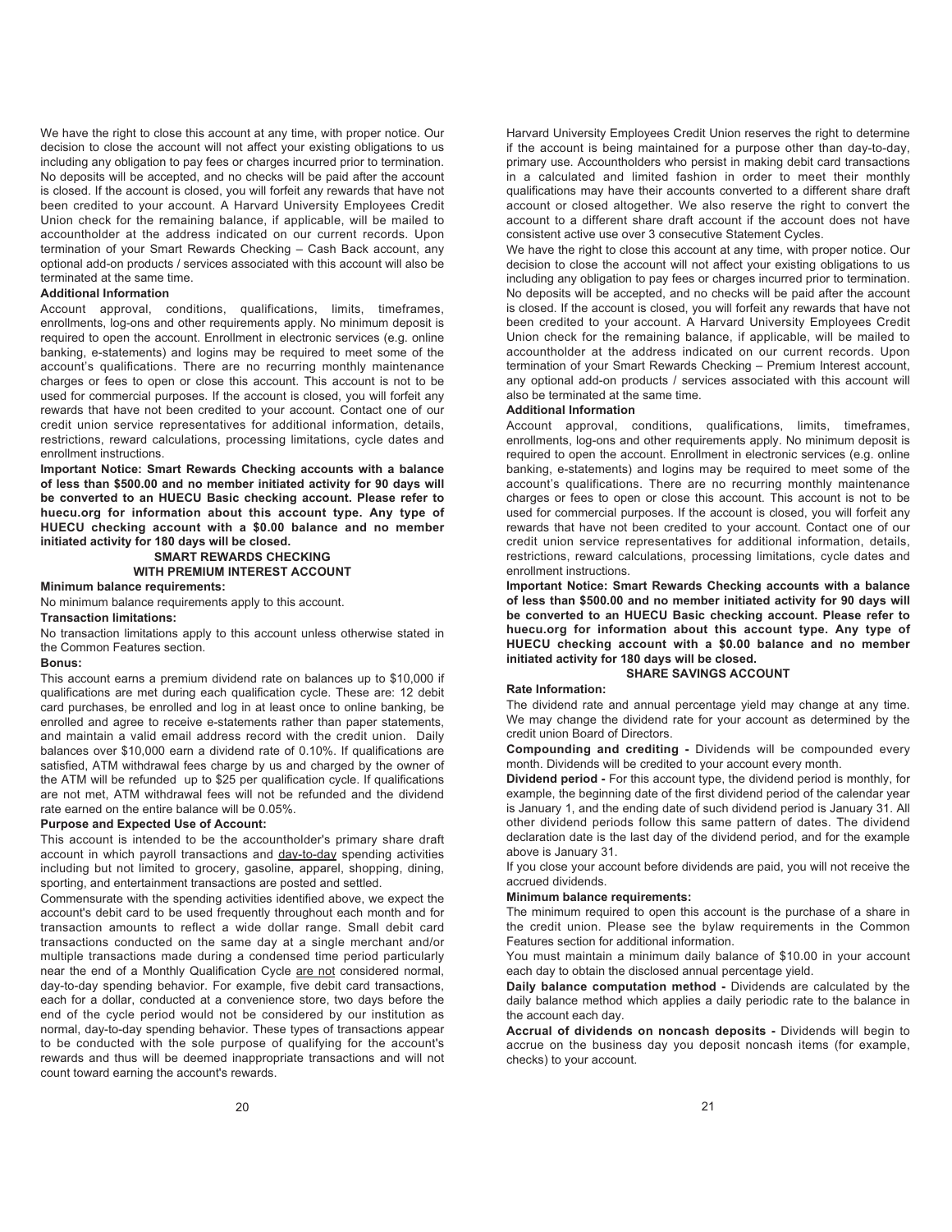We have the right to close this account at any time, with proper notice. Our decision to close the account will not affect your existing obligations to us including any obligation to pay fees or charges incurred prior to termination. No deposits will be accepted, and no checks will be paid after the account is closed. If the account is closed, you will forfeit any rewards that have not been credited to your account. A Harvard University Employees Credit Union check for the remaining balance, if applicable, will be mailed to accountholder at the address indicated on our current records. Upon termination of your Smart Rewards Checking – Cash Back account, any optional add-on products / services associated with this account will also be terminated at the same time.

**Additional Information**

Account approval, conditions, qualifications, limits, timeframes, enrollments, log-ons and other requirements apply. No minimum deposit is required to open the account. Enrollment in electronic services (e.g. online banking, e-statements) and logins may be required to meet some of the account's qualifications. There are no recurring monthly maintenance charges or fees to open or close this account. This account is not to be used for commercial purposes. If the account is closed, you will forfeit any rewards that have not been credited to your account. Contact one of our credit union service representatives for additional information, details, restrictions, reward calculations, processing limitations, cycle dates and enrollment instructions.

**Important Notice: Smart Rewards Checking accounts with a balance of less than $500.00 and no member initiated activity for 90 days will be converted to an HUECU Basic checking account. Please refer to huecu.org for information about this account type. Any type of HUECU checking account with a $0.00 balance and no member initiated activity for 180 days will be closed.**

## SMART REWARDS CHECKING WITH PREMIUM INTEREST ACCOUNT

**Minimum balance requirements:**

No minimum balance requirements apply to this account.

**Transaction limitations:**

No transaction limitations apply to this account unless otherwise stated in the Common Features section.

**Bonus:**

This account earns a premium dividend rate on balances up to $10,000 if qualifications are met during each qualification cycle. These are: 12 debit card purchases, be enrolled and log in at least once to online banking, be enrolled and agree to receive e-statements rather than paper statements, and maintain a valid email address record with the credit union. Daily balances over $10,000 earn a dividend rate of 0.10%. If qualifications are satisfied, ATM withdrawal fees charge by us and charged by the owner of the ATM will be refunded up to $25 per qualification cycle. If qualifications are not met, ATM withdrawal fees will not be refunded and the dividend rate earned on the entire balance will be 0.05%.

**Purpose and Expected Use of Account:**

This account is intended to be the accountholder's primary share draft account in which payroll transactions and day-to-day spending activities including but not limited to grocery, gasoline, apparel, shopping, dining, sporting, and entertainment transactions are posted and settled.

Commensurate with the spending activities identified above, we expect the account's debit card to be used frequently throughout each month and for transaction amounts to reflect a wide dollar range. Small debit card transactions conducted on the same day at a single merchant and/or multiple transactions made during a condensed time period particularly near the end of a Monthly Qualification Cycle are not considered normal, day-to-day spending behavior. For example, five debit card transactions, each for a dollar, conducted at a convenience store, two days before the end of the cycle period would not be considered by our institution as normal, day-to-day spending behavior. These types of transactions appear to be conducted with the sole purpose of qualifying for the account's rewards and thus will be deemed inappropriate transactions and will not count toward earning the account's rewards.

Harvard University Employees Credit Union reserves the right to determine if the account is being maintained for a purpose other than day-to-day, primary use. Accountholders who persist in making debit card transactions in a calculated and limited fashion in order to meet their monthly qualifications may have their accounts converted to a different share draft account or closed altogether. We also reserve the right to convert the account to a different share draft account if the account does not have consistent active use over 3 consecutive Statement Cycles.

We have the right to close this account at any time, with proper notice. Our decision to close the account will not affect your existing obligations to us including any obligation to pay fees or charges incurred prior to termination. No deposits will be accepted, and no checks will be paid after the account is closed. If the account is closed, you will forfeit any rewards that have not been credited to your account. A Harvard University Employees Credit Union check for the remaining balance, if applicable, will be mailed to accountholder at the address indicated on our current records. Upon termination of your Smart Rewards Checking – Premium Interest account, any optional add-on products / services associated with this account will also be terminated at the same time.

**Additional Information**

Account approval, conditions, qualifications, limits, timeframes, enrollments, log-ons and other requirements apply. No minimum deposit is required to open the account. Enrollment in electronic services (e.g. online banking, e-statements) and logins may be required to meet some of the account's qualifications. There are no recurring monthly maintenance charges or fees to open or close this account. This account is not to be used for commercial purposes. If the account is closed, you will forfeit any rewards that have not been credited to your account. Contact one of our credit union service representatives for additional information, details, restrictions, reward calculations, processing limitations, cycle dates and enrollment instructions.

**Important Notice: Smart Rewards Checking accounts with a balance of less than $500.00 and no member initiated activity for 90 days will be converted to an HUECU Basic checking account. Please refer to huecu.org for information about this account type. Any type of HUECU checking account with a $0.00 balance and no member initiated activity for 180 days will be closed.**

## SHARE SAVINGS ACCOUNT

**Rate Information:**

The dividend rate and annual percentage yield may change at any time. We may change the dividend rate for your account as determined by the credit union Board of Directors.

**Compounding and crediting -** Dividends will be compounded every month. Dividends will be credited to your account every month.

**Dividend period -** For this account type, the dividend period is monthly, for example, the beginning date of the first dividend period of the calendar year is January 1, and the ending date of such dividend period is January 31. All other dividend periods follow this same pattern of dates. The dividend declaration date is the last day of the dividend period, and for the example above is January 31.

If you close your account before dividends are paid, you will not receive the accrued dividends.

**Minimum balance requirements:**

The minimum required to open this account is the purchase of a share in the credit union. Please see the bylaw requirements in the Common Features section for additional information.

You must maintain a minimum daily balance of $10.00 in your account each day to obtain the disclosed annual percentage yield.

**Daily balance computation method -** Dividends are calculated by the daily balance method which applies a daily periodic rate to the balance in the account each day.

**Accrual of dividends on noncash deposits -** Dividends will begin to accrue on the business day you deposit noncash items (for example, checks) to your account.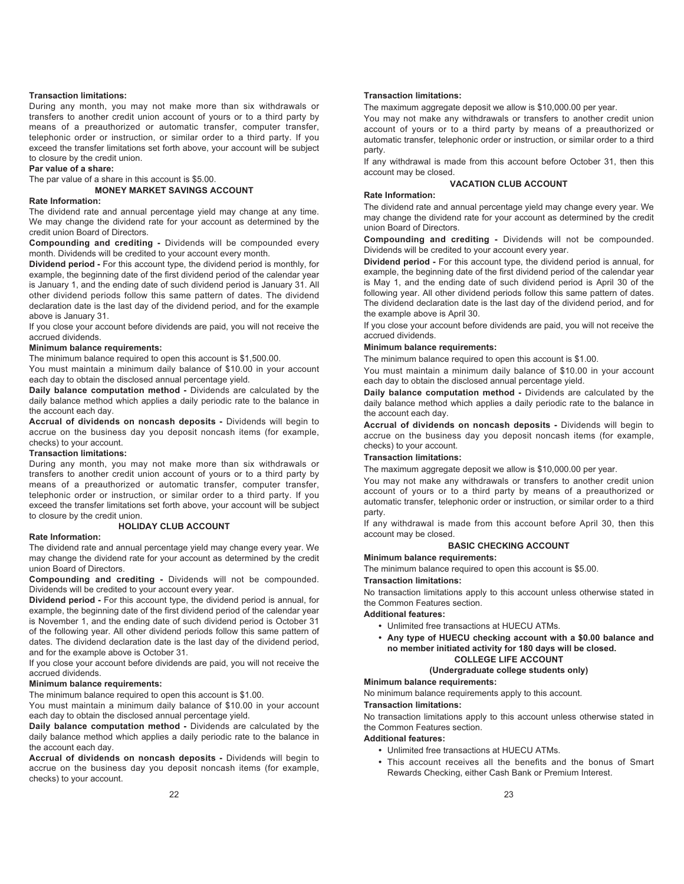**Transaction limitations:**

During any month, you may not make more than six withdrawals or transfers to another credit union account of yours or to a third party by means of a preauthorized or automatic transfer, computer transfer, telephonic order or instruction, or similar order to a third party. If you exceed the transfer limitations set forth above, your account will be subject to closure by the credit union.

**Par value of a share:**

The par value of a share in this account is $5.00.

### MONEY MARKET SAVINGS ACCOUNT

**Rate Information:**

The dividend rate and annual percentage yield may change at any time. We may change the dividend rate for your account as determined by the credit union Board of Directors.

**Compounding and crediting -** Dividends will be compounded every month. Dividends will be credited to your account every month.

**Dividend period -** For this account type, the dividend period is monthly, for example, the beginning date of the first dividend period of the calendar year is January 1, and the ending date of such dividend period is January 31. All other dividend periods follow this same pattern of dates. The dividend declaration date is the last day of the dividend period, and for the example above is January 31.

If you close your account before dividends are paid, you will not receive the accrued dividends.

**Minimum balance requirements:**

The minimum balance required to open this account is $1,500.00.

You must maintain a minimum daily balance of $10.00 in your account each day to obtain the disclosed annual percentage yield.

**Daily balance computation method -** Dividends are calculated by the daily balance method which applies a daily periodic rate to the balance in the account each day.

**Accrual of dividends on noncash deposits -** Dividends will begin to accrue on the business day you deposit noncash items (for example, checks) to your account.

**Transaction limitations:**

During any month, you may not make more than six withdrawals or transfers to another credit union account of yours or to a third party by means of a preauthorized or automatic transfer, computer transfer, telephonic order or instruction, or similar order to a third party. If you exceed the transfer limitations set forth above, your account will be subject to closure by the credit union.

### HOLIDAY CLUB ACCOUNT

**Rate Information:**

The dividend rate and annual percentage yield may change every year. We may change the dividend rate for your account as determined by the credit union Board of Directors.

**Compounding and crediting -** Dividends will not be compounded. Dividends will be credited to your account every year.

**Dividend period -** For this account type, the dividend period is annual, for example, the beginning date of the first dividend period of the calendar year is November 1, and the ending date of such dividend period is October 31 of the following year. All other dividend periods follow this same pattern of dates. The dividend declaration date is the last day of the dividend period, and for the example above is October 31.

If you close your account before dividends are paid, you will not receive the accrued dividends.

**Minimum balance requirements:**

The minimum balance required to open this account is $1.00.

You must maintain a minimum daily balance of $10.00 in your account each day to obtain the disclosed annual percentage yield.

**Daily balance computation method -** Dividends are calculated by the daily balance method which applies a daily periodic rate to the balance in the account each day.

**Accrual of dividends on noncash deposits -** Dividends will begin to accrue on the business day you deposit noncash items (for example, checks) to your account.

**Transaction limitations:**

The maximum aggregate deposit we allow is $10,000.00 per year.

You may not make any withdrawals or transfers to another credit union account of yours or to a third party by means of a preauthorized or automatic transfer, telephonic order or instruction, or similar order to a third party.

If any withdrawal is made from this account before October 31, then this account may be closed.

### VACATION CLUB ACCOUNT

**Rate Information:**

The dividend rate and annual percentage yield may change every year. We may change the dividend rate for your account as determined by the credit union Board of Directors.

**Compounding and crediting -** Dividends will not be compounded. Dividends will be credited to your account every year.

**Dividend period -** For this account type, the dividend period is annual, for example, the beginning date of the first dividend period of the calendar year is May 1, and the ending date of such dividend period is April 30 of the following year. All other dividend periods follow this same pattern of dates. The dividend declaration date is the last day of the dividend period, and for the example above is April 30.

If you close your account before dividends are paid, you will not receive the accrued dividends.

**Minimum balance requirements:**

The minimum balance required to open this account is $1.00.

You must maintain a minimum daily balance of $10.00 in your account each day to obtain the disclosed annual percentage yield.

**Daily balance computation method -** Dividends are calculated by the daily balance method which applies a daily periodic rate to the balance in the account each day.

**Accrual of dividends on noncash deposits -** Dividends will begin to accrue on the business day you deposit noncash items (for example, checks) to your account.

**Transaction limitations:**

The maximum aggregate deposit we allow is $10,000.00 per year.

You may not make any withdrawals or transfers to another credit union account of yours or to a third party by means of a preauthorized or automatic transfer, telephonic order or instruction, or similar order to a third party.

If any withdrawal is made from this account before April 30, then this account may be closed.

### BASIC CHECKING ACCOUNT

**Minimum balance requirements:**

The minimum balance required to open this account is $5.00.

**Transaction limitations:**

No transaction limitations apply to this account unless otherwise stated in the Common Features section.

**Additional features:**

- Unlimited free transactions at HUECU ATMs.
- **Any type of HUECU checking account with a $0.00 balance and no member initiated activity for 180 days will be closed.**

### COLLEGE LIFE ACCOUNT
### (Undergraduate college students only)

**Minimum balance requirements:**

No minimum balance requirements apply to this account.

**Transaction limitations:**

No transaction limitations apply to this account unless otherwise stated in the Common Features section.

**Additional features:**

- Unlimited free transactions at HUECU ATMs.
- This account receives all the benefits and the bonus of Smart Rewards Checking, either Cash Bank or Premium Interest.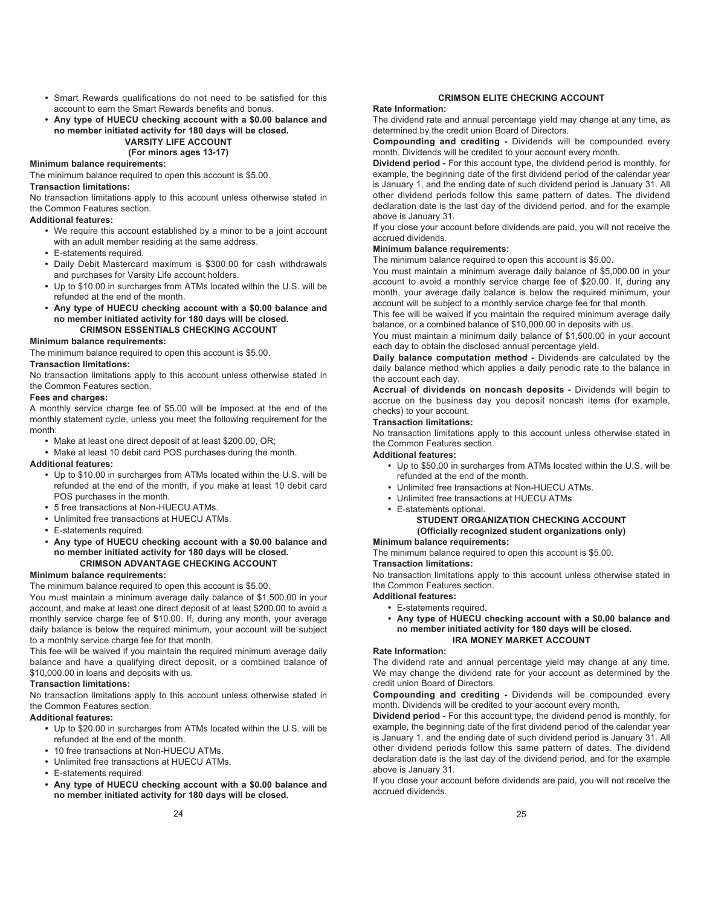- Smart Rewards qualifications do not need to be satisfied for this account to earn the Smart Rewards benefits and bonus.
- **Any type of HUECU checking account with a $0.00 balance and no member initiated activity for 180 days will be closed.**

### VARSITY LIFE ACCOUNT
**(For minors ages 13-17)**

**Minimum balance requirements:**

The minimum balance required to open this account is $5.00.

**Transaction limitations:**

No transaction limitations apply to this account unless otherwise stated in the Common Features section.

**Additional features:**

- We require this account established by a minor to be a joint account with an adult member residing at the same address.
- E-statements required.
- Daily Debit Mastercard maximum is $300.00 for cash withdrawals and purchases for Varsity Life account holders.
- Up to $10.00 in surcharges from ATMs located within the U.S. will be refunded at the end of the month.
- **Any type of HUECU checking account with a $0.00 balance and no member initiated activity for 180 days will be closed.**

### CRIMSON ESSENTIALS CHECKING ACCOUNT

**Minimum balance requirements:**

The minimum balance required to open this account is $5.00.

**Transaction limitations:**

No transaction limitations apply to this account unless otherwise stated in the Common Features section.

**Fees and charges:**

A monthly service charge fee of $5.00 will be imposed at the end of the monthly statement cycle, unless you meet the following requirement for the month:

- Make at least one direct deposit of at least $200.00, OR;
- Make at least 10 debit card POS purchases during the month.

**Additional features:**

- Up to $10.00 in surcharges from ATMs located within the U.S. will be refunded at the end of the month, if you make at least 10 debit card POS purchases in the month.
- 5 free transactions at Non-HUECU ATMs.
- Unlimited free transactions at HUECU ATMs.
- E-statements required.
- **Any type of HUECU checking account with a $0.00 balance and no member initiated activity for 180 days will be closed.**

### CRIMSON ADVANTAGE CHECKING ACCOUNT

**Minimum balance requirements:**

The minimum balance required to open this account is $5.00.

You must maintain a minimum average daily balance of $1,500.00 in your account, and make at least one direct deposit of at least $200.00 to avoid a monthly service charge fee of $10.00. If, during any month, your average daily balance is below the required minimum, your account will be subject to a monthly service charge fee for that month.

This fee will be waived if you maintain the required minimum average daily balance and have a qualifying direct deposit, or a combined balance of $10,000.00 in loans and deposits with us.

**Transaction limitations:**

No transaction limitations apply to this account unless otherwise stated in the Common Features section.

**Additional features:**

- Up to $20.00 in surcharges from ATMs located within the U.S. will be refunded at the end of the month.
- 10 free transactions at Non-HUECU ATMs.
- Unlimited free transactions at HUECU ATMs.
- E-statements required.
- **Any type of HUECU checking account with a $0.00 balance and no member initiated activity for 180 days will be closed.**

### CRIMSON ELITE CHECKING ACCOUNT

**Rate Information:**

The dividend rate and annual percentage yield may change at any time, as determined by the credit union Board of Directors.

**Compounding and crediting -** Dividends will be compounded every month. Dividends will be credited to your account every month.

**Dividend period -** For this account type, the dividend period is monthly, for example, the beginning date of the first dividend period of the calendar year is January 1, and the ending date of such dividend period is January 31. All other dividend periods follow this same pattern of dates. The dividend declaration date is the last day of the dividend period, and for the example above is January 31.

If you close your account before dividends are paid, you will not receive the accrued dividends.

**Minimum balance requirements:**

The minimum balance required to open this account is $5.00.

You must maintain a minimum average daily balance of $5,000.00 in your account to avoid a monthly service charge fee of $20.00. If, during any month, your average daily balance is below the required minimum, your account will be subject to a monthly service charge fee for that month.

This fee will be waived if you maintain the required minimum average daily balance, or a combined balance of $10,000.00 in deposits with us.

You must maintain a minimum daily balance of $1,500.00 in your account each day to obtain the disclosed annual percentage yield.

**Daily balance computation method -** Dividends are calculated by the daily balance method which applies a daily periodic rate to the balance in the account each day.

**Accrual of dividends on noncash deposits -** Dividends will begin to accrue on the business day you deposit noncash items (for example, checks) to your account.

**Transaction limitations:**

No transaction limitations apply to this account unless otherwise stated in the Common Features section.

**Additional features:**

- Up to $50.00 in surcharges from ATMs located within the U.S. will be refunded at the end of the month.
- Unlimited free transactions at Non-HUECU ATMs.
- Unlimited free transactions at HUECU ATMs.
- E-statements optional.

### STUDENT ORGANIZATION CHECKING ACCOUNT
**(Officially recognized student organizations only)**

**Minimum balance requirements:**

The minimum balance required to open this account is $5.00.

**Transaction limitations:**

No transaction limitations apply to this account unless otherwise stated in the Common Features section.

**Additional features:**

- E-statements required.
- **Any type of HUECU checking account with a $0.00 balance and no member initiated activity for 180 days will be closed.**

### IRA MONEY MARKET ACCOUNT

**Rate Information:**

The dividend rate and annual percentage yield may change at any time. We may change the dividend rate for your account as determined by the credit union Board of Directors.

**Compounding and crediting -** Dividends will be compounded every month. Dividends will be credited to your account every month.

**Dividend period -** For this account type, the dividend period is monthly, for example, the beginning date of the first dividend period of the calendar year is January 1, and the ending date of such dividend period is January 31. All other dividend periods follow this same pattern of dates. The dividend declaration date is the last day of the dividend period, and for the example above is January 31.

If you close your account before dividends are paid, you will not receive the accrued dividends.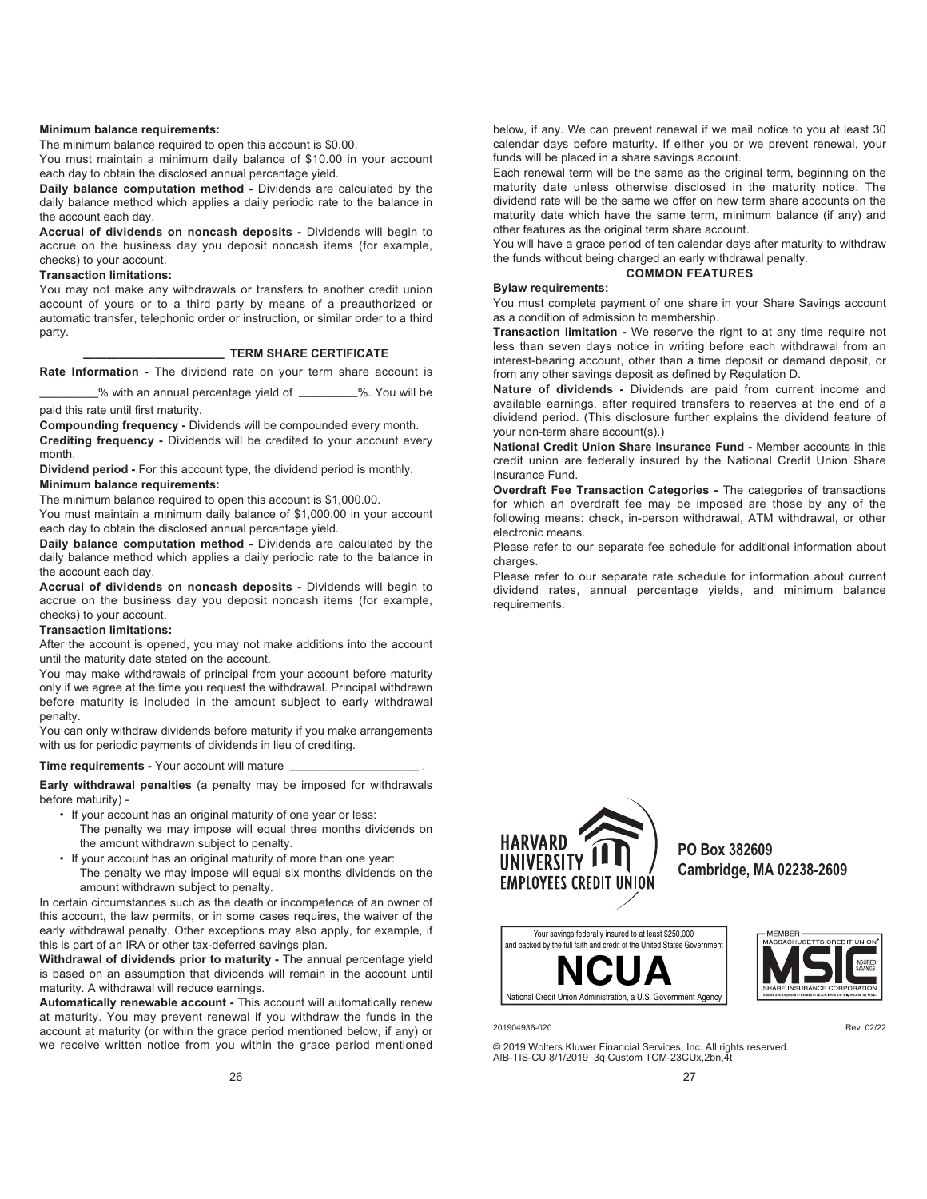**Minimum balance requirements:**

The minimum balance required to open this account is $0.00.

You must maintain a minimum daily balance of $10.00 in your account each day to obtain the disclosed annual percentage yield.

**Daily balance computation method -** Dividends are calculated by the daily balance method which applies a daily periodic rate to the balance in the account each day.

**Accrual of dividends on noncash deposits -** Dividends will begin to accrue on the business day you deposit noncash items (for example, checks) to your account.

**Transaction limitations:**

You may not make any withdrawals or transfers to another credit union account of yours or to a third party by means of a preauthorized or automatic transfer, telephonic order or instruction, or similar order to a third party.

### _____________________ TERM SHARE CERTIFICATE

**Rate Information -** The dividend rate on your term share account is _________% with an annual percentage yield of _________%. You will be paid this rate until first maturity.

**Compounding frequency -** Dividends will be compounded every month.

**Crediting frequency -** Dividends will be credited to your account every month.

**Dividend period -** For this account type, the dividend period is monthly.

**Minimum balance requirements:**

The minimum balance required to open this account is $1,000.00.

You must maintain a minimum daily balance of $1,000.00 in your account each day to obtain the disclosed annual percentage yield.

**Daily balance computation method -** Dividends are calculated by the daily balance method which applies a daily periodic rate to the balance in the account each day.

**Accrual of dividends on noncash deposits -** Dividends will begin to accrue on the business day you deposit noncash items (for example, checks) to your account.

**Transaction limitations:**

After the account is opened, you may not make additions into the account until the maturity date stated on the account.

You may make withdrawals of principal from your account before maturity only if we agree at the time you request the withdrawal. Principal withdrawn before maturity is included in the amount subject to early withdrawal penalty.

You can only withdraw dividends before maturity if you make arrangements with us for periodic payments of dividends in lieu of crediting.

**Time requirements -** Your account will mature ___________________ .

**Early withdrawal penalties** (a penalty may be imposed for withdrawals before maturity) -

- If your account has an original maturity of one year or less:
  The penalty we may impose will equal three months dividends on the amount withdrawn subject to penalty.
- If your account has an original maturity of more than one year:
  The penalty we may impose will equal six months dividends on the amount withdrawn subject to penalty.

In certain circumstances such as the death or incompetence of an owner of this account, the law permits, or in some cases requires, the waiver of the early withdrawal penalty. Other exceptions may also apply, for example, if this is part of an IRA or other tax-deferred savings plan.

**Withdrawal of dividends prior to maturity -** The annual percentage yield is based on an assumption that dividends will remain in the account until maturity. A withdrawal will reduce earnings.

**Automatically renewable account -** This account will automatically renew at maturity. You may prevent renewal if you withdraw the funds in the account at maturity (or within the grace period mentioned below, if any) or we receive written notice from you within the grace period mentioned below, if any. We can prevent renewal if we mail notice to you at least 30 calendar days before maturity. If either you or we prevent renewal, your funds will be placed in a share savings account.

Each renewal term will be the same as the original term, beginning on the maturity date unless otherwise disclosed in the maturity notice. The dividend rate will be the same we offer on new term share accounts on the maturity date which have the same term, minimum balance (if any) and other features as the original term share account.

You will have a grace period of ten calendar days after maturity to withdraw the funds without being charged an early withdrawal penalty.

### COMMON FEATURES

**Bylaw requirements:**

You must complete payment of one share in your Share Savings account as a condition of admission to membership.

**Transaction limitation -** We reserve the right to at any time require not less than seven days notice in writing before each withdrawal from an interest-bearing account, other than a time deposit or demand deposit, or from any other savings deposit as defined by Regulation D.

**Nature of dividends -** Dividends are paid from current income and available earnings, after required transfers to reserves at the end of a dividend period. (This disclosure further explains the dividend feature of your non-term share account(s).)

**National Credit Union Share Insurance Fund -** Member accounts in this credit union are federally insured by the National Credit Union Share Insurance Fund.

**Overdraft Fee Transaction Categories -** The categories of transactions for which an overdraft fee may be imposed are those by any of the following means: check, in-person withdrawal, ATM withdrawal, or other electronic means.

Please refer to our separate fee schedule for additional information about charges.

Please refer to our separate rate schedule for information about current dividend rates, annual percentage yields, and minimum balance requirements.

HARVARD UNIVERSITY EMPLOYEES CREDIT UNION

**PO Box 382609**
**Cambridge, MA 02238-2609**

Your savings federally insured to at least $250,000 and backed by the full faith and credit of the United States Government

NCUA

National Credit Union Administration, a U.S. Government Agency

MEMBER MASSACHUSETTS CREDIT UNION® MSIC INSURED SAVINGS SHARE INSURANCE CORPORATION

201904936-020 Rev. 02/22

© 2019 Wolters Kluwer Financial Services, Inc. All rights reserved.
AIB-TIS-CU 8/1/2019 3q Custom TCM-23CUx,2bn,4t